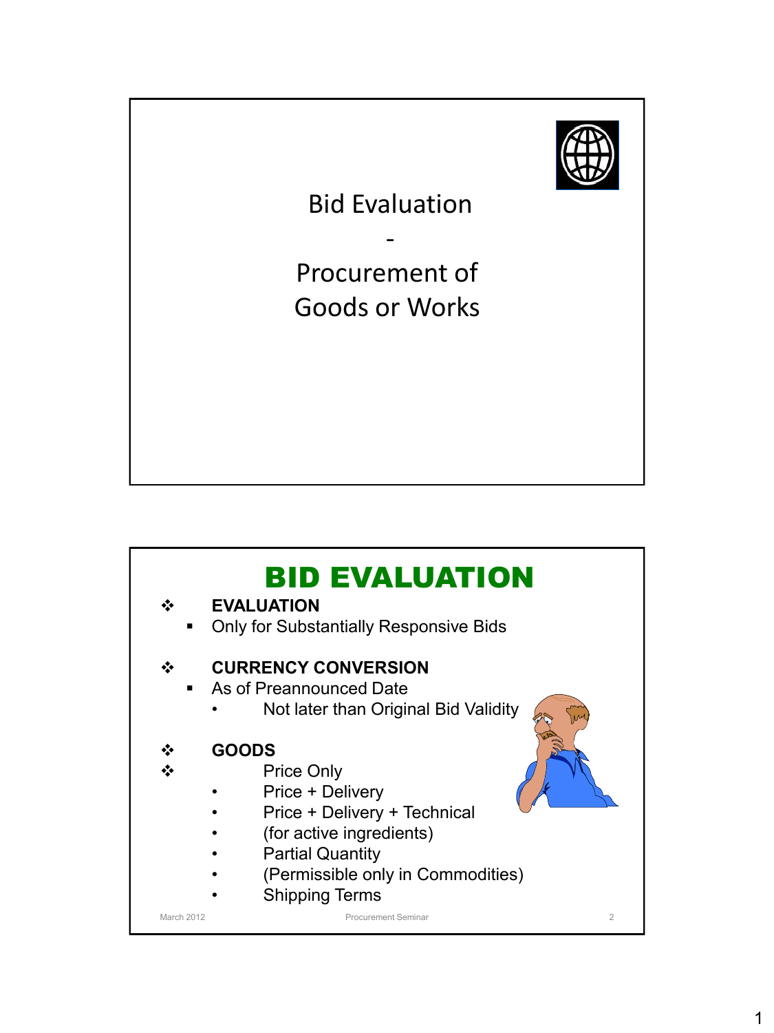# Bid Evaluation

-

Procurement of Goods or Works

## BID EVALUATION

- **EVALUATION**
  - Only for Substantially Responsive Bids

- **CURRENCY CONVERSION**
  - As of Preannounced Date
    - Not later than Original Bid Validity

- **GOODS**
- Price Only
  - Price + Delivery
  - Price + Delivery + Technical
  - (for active ingredients)
  - Partial Quantity
  - (Permissible only in Commodities)
  - Shipping Terms

March 2012 — Procurement Seminar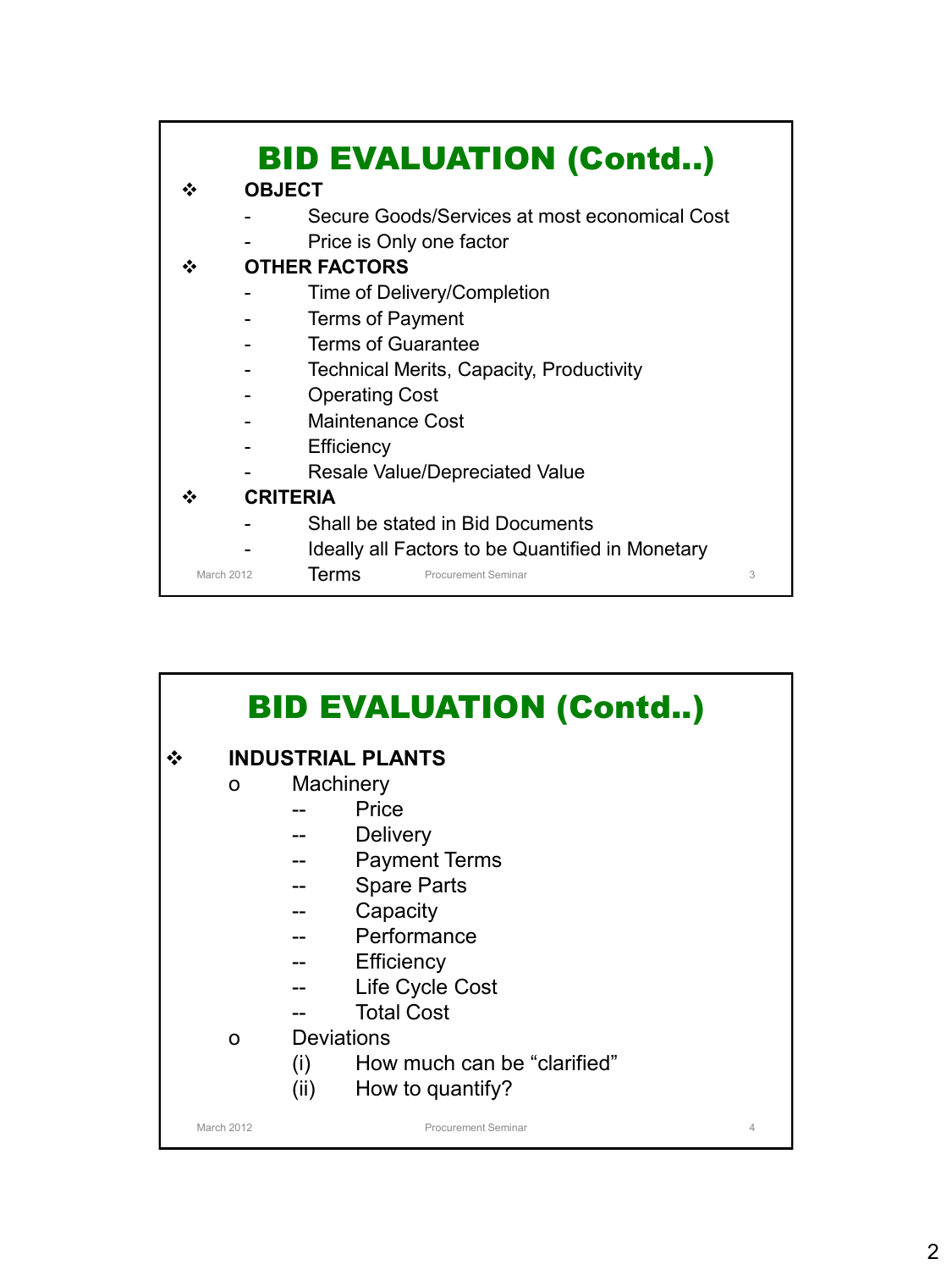# BID EVALUATION (Contd..)

- **OBJECT**
  - Secure Goods/Services at most economical Cost
  - Price is Only one factor
- **OTHER FACTORS**
  - Time of Delivery/Completion
  - Terms of Payment
  - Terms of Guarantee
  - Technical Merits, Capacity, Productivity
  - Operating Cost
  - Maintenance Cost
  - Efficiency
  - Resale Value/Depreciated Value
- **CRITERIA**
  - Shall be stated in Bid Documents
  - Ideally all Factors to be Quantified in Monetary Terms

# BID EVALUATION (Contd..)

- **INDUSTRIAL PLANTS**
  - Machinery
    - Price
    - Delivery
    - Payment Terms
    - Spare Parts
    - Capacity
    - Performance
    - Efficiency
    - Life Cycle Cost
    - Total Cost
  - Deviations
    - (i) How much can be "clarified"
    - (ii) How to quantify?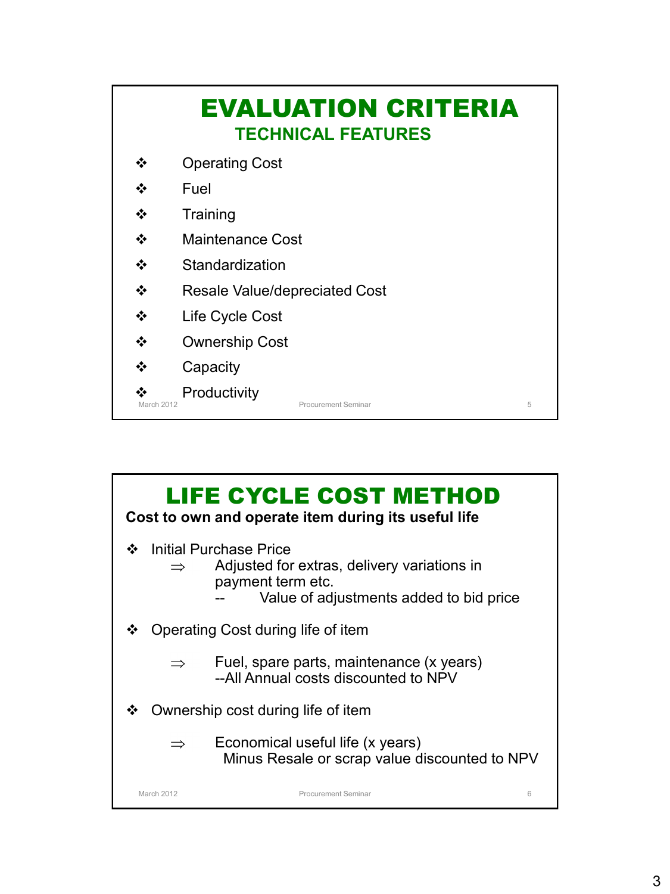# EVALUATION CRITERIA

## TECHNICAL FEATURES

- Operating Cost
- Fuel
- Training
- Maintenance Cost
- Standardization
- Resale Value/depreciated Cost
- Life Cycle Cost
- Ownership Cost
- Capacity
- Productivity

# LIFE CYCLE COST METHOD

**Cost to own and operate item during its useful life**

- Initial Purchase Price
  - ⇒ Adjusted for extras, delivery variations in payment term etc.
    - -- Value of adjustments added to bid price
- Operating Cost during life of item
  - ⇒ Fuel, spare parts, maintenance (x years)
    --All Annual costs discounted to NPV
- Ownership cost during life of item
  - ⇒ Economical useful life (x years)
    Minus Resale or scrap value discounted to NPV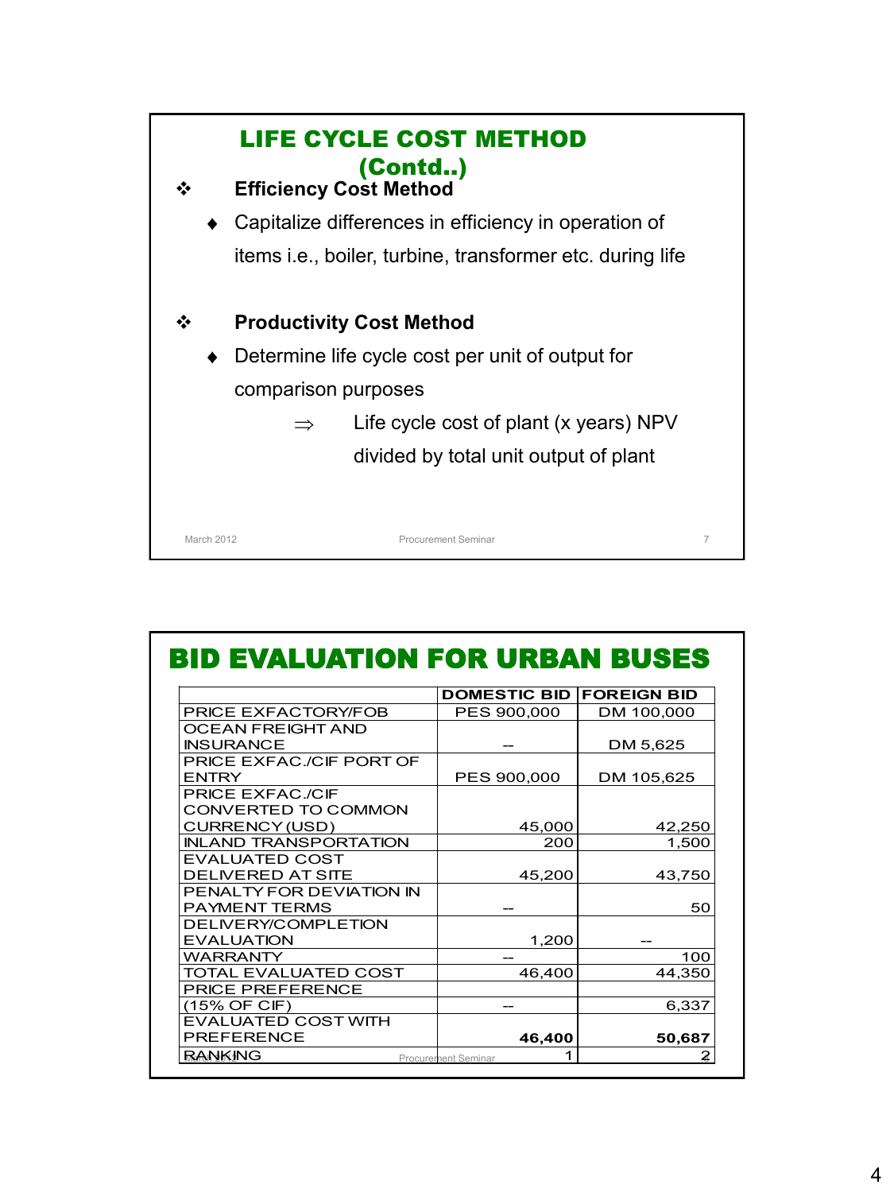## LIFE CYCLE COST METHOD (Contd..)

- **Efficiency Cost Method**
  - Capitalize differences in efficiency in operation of items i.e., boiler, turbine, transformer etc. during life

- **Productivity Cost Method**
  - Determine life cycle cost per unit of output for comparison purposes
    - ⇒ Life cycle cost of plant (x years) NPV divided by total unit output of plant

## BID EVALUATION FOR URBAN BUSES

| | DOMESTIC BID | FOREIGN BID |
|---|---|---|
| PRICE EXFACTORY/FOB | PES 900,000 | DM 100,000 |
| OCEAN FREIGHT AND INSURANCE | -- | DM 5,625 |
| PRICE EXFAC./CIF PORT OF ENTRY | PES 900,000 | DM 105,625 |
| PRICE EXFAC./CIF CONVERTED TO COMMON CURRENCY (USD) | 45,000 | 42,250 |
| INLAND TRANSPORTATION | 200 | 1,500 |
| EVALUATED COST DELIVERED AT SITE | 45,200 | 43,750 |
| PENALTY FOR DEVIATION IN PAYMENT TERMS | -- | 50 |
| DELIVERY/COMPLETION EVALUATION | 1,200 | -- |
| WARRANTY | -- | 100 |
| TOTAL EVALUATED COST | 46,400 | 44,350 |
| PRICE PREFERENCE (15% OF CIF) | -- | 6,337 |
| EVALUATED COST WITH PREFERENCE | **46,400** | **50,687** |
| RANKING | 1 | 2 |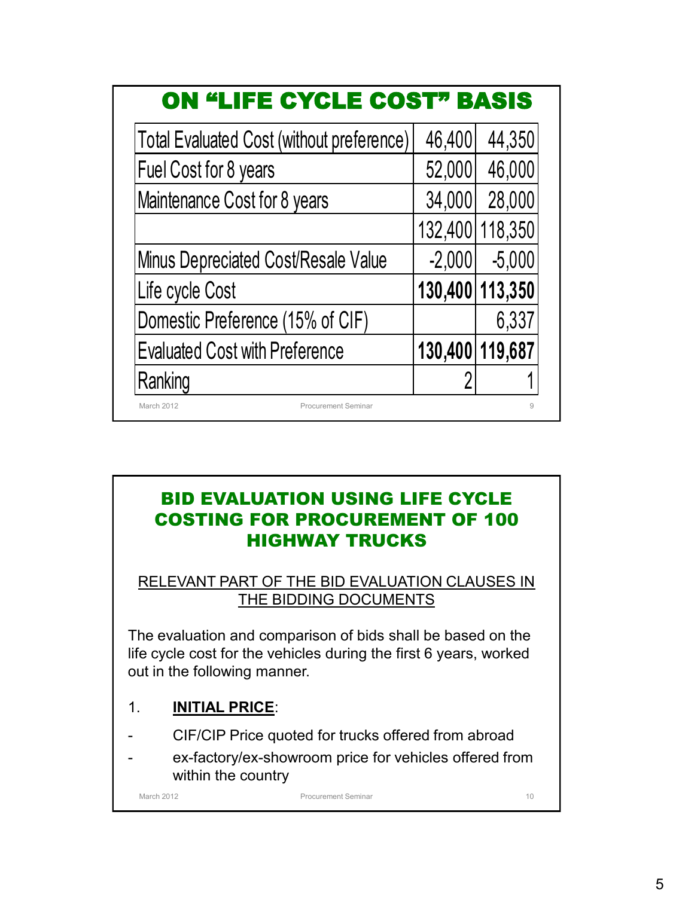## ON "LIFE CYCLE COST" BASIS

| | | |
|---|---|---|
| Total Evaluated Cost (without preference) | 46,400 | 44,350 |
| Fuel Cost for 8 years | 52,000 | 46,000 |
| Maintenance Cost for 8 years | 34,000 | 28,000 |
| | 132,400 | 118,350 |
| Minus Depreciated Cost/Resale Value | -2,000 | -5,000 |
| Life cycle Cost | **130,400** | **113,350** |
| Domestic Preference (15% of CIF) | | 6,337 |
| Evaluated Cost with Preference | **130,400** | **119,687** |
| Ranking | 2 | 1 |

## BID EVALUATION USING LIFE CYCLE COSTING FOR PROCUREMENT OF 100 HIGHWAY TRUCKS

RELEVANT PART OF THE BID EVALUATION CLAUSES IN THE BIDDING DOCUMENTS

The evaluation and comparison of bids shall be based on the life cycle cost for the vehicles during the first 6 years, worked out in the following manner.

1. **INITIAL PRICE**:

- CIF/CIP Price quoted for trucks offered from abroad
- ex-factory/ex-showroom price for vehicles offered from within the country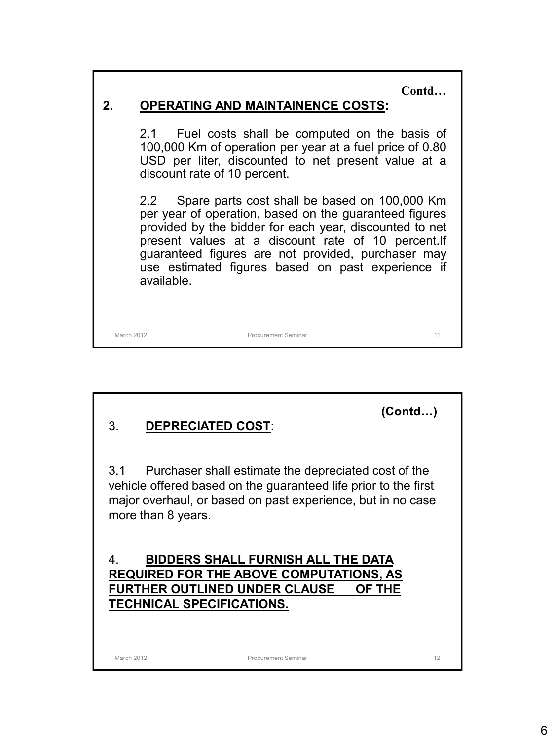Contd…

## 2. OPERATING AND MAINTAINENCE COSTS:

2.1 Fuel costs shall be computed on the basis of 100,000 Km of operation per year at a fuel price of 0.80 USD per liter, discounted to net present value at a discount rate of 10 percent.

2.2 Spare parts cost shall be based on 100,000 Km per year of operation, based on the guaranteed figures provided by the bidder for each year, discounted to net present values at a discount rate of 10 percent.If guaranteed figures are not provided, purchaser may use estimated figures based on past experience if available.

(Contd…)

## 3. DEPRECIATED COST:

3.1 Purchaser shall estimate the depreciated cost of the vehicle offered based on the guaranteed life prior to the first major overhaul, or based on past experience, but in no case more than 8 years.

## 4. BIDDERS SHALL FURNISH ALL THE DATA REQUIRED FOR THE ABOVE COMPUTATIONS, AS FURTHER OUTLINED UNDER CLAUSE OF THE TECHNICAL SPECIFICATIONS.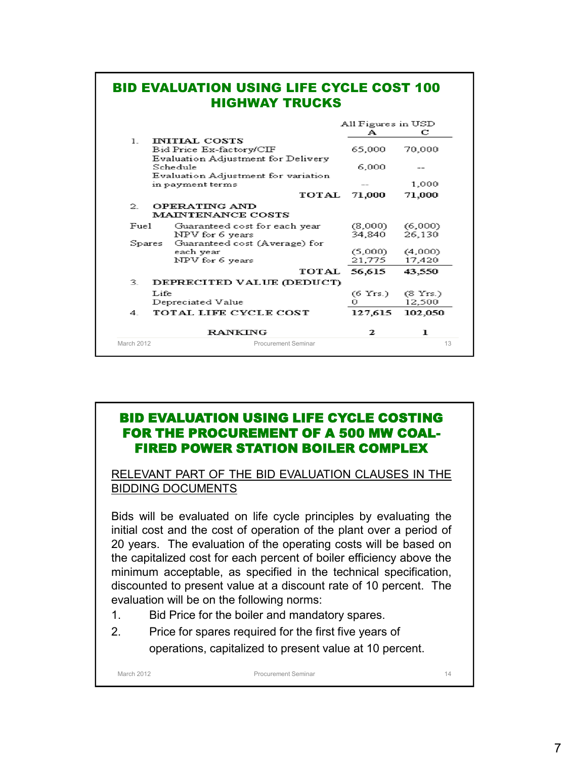## BID EVALUATION USING LIFE CYCLE COST 100 HIGHWAY TRUCKS

| | | | All Figures in USD | |
|---|---|---|---|---|
| | | | A | C |
| 1. | INITIAL COSTS | | | |
| | Bid Price Ex-factory/CIF | | 65,000 | 70,000 |
| | Evaluation Adjustment for Delivery Schedule | | 6,000 | -- |
| | Evaluation Adjustment for variation in payment terms | | -- | 1,000 |
| | | TOTAL | 71,000 | 71,000 |
| 2. | OPERATING AND MAINTENANCE COSTS | | | |
| Fuel | Guaranteed cost for each year | | (8,000) | (6,000) |
| | NPV for 6 years | | 34,840 | 26,130 |
| Spares | Guaranteed cost (Average) for each year | | (5,000) | (4,000) |
| | NPV for 6 years | | 21,775 | 17,420 |
| | | TOTAL | 56,615 | 43,550 |
| 3. | DEPRECITED VALUE (DEDUCT) | | | |
| | Life | | (6 Yrs.) | (8 Yrs.) |
| | Depreciated Value | | 0 | 12,500 |
| 4. | TOTAL LIFE CYCLE COST | | 127,615 | 102,050 |
| | RANKING | | 2 | 1 |

## BID EVALUATION USING LIFE CYCLE COSTING FOR THE PROCUREMENT OF A 500 MW COAL-FIRED POWER STATION BOILER COMPLEX

RELEVANT PART OF THE BID EVALUATION CLAUSES IN THE BIDDING DOCUMENTS

Bids will be evaluated on life cycle principles by evaluating the initial cost and the cost of operation of the plant over a period of 20 years. The evaluation of the operating costs will be based on the capitalized cost for each percent of boiler efficiency above the minimum acceptable, as specified in the technical specification, discounted to present value at a discount rate of 10 percent. The evaluation will be on the following norms:

1. Bid Price for the boiler and mandatory spares.
2. Price for spares required for the first five years of operations, capitalized to present value at 10 percent.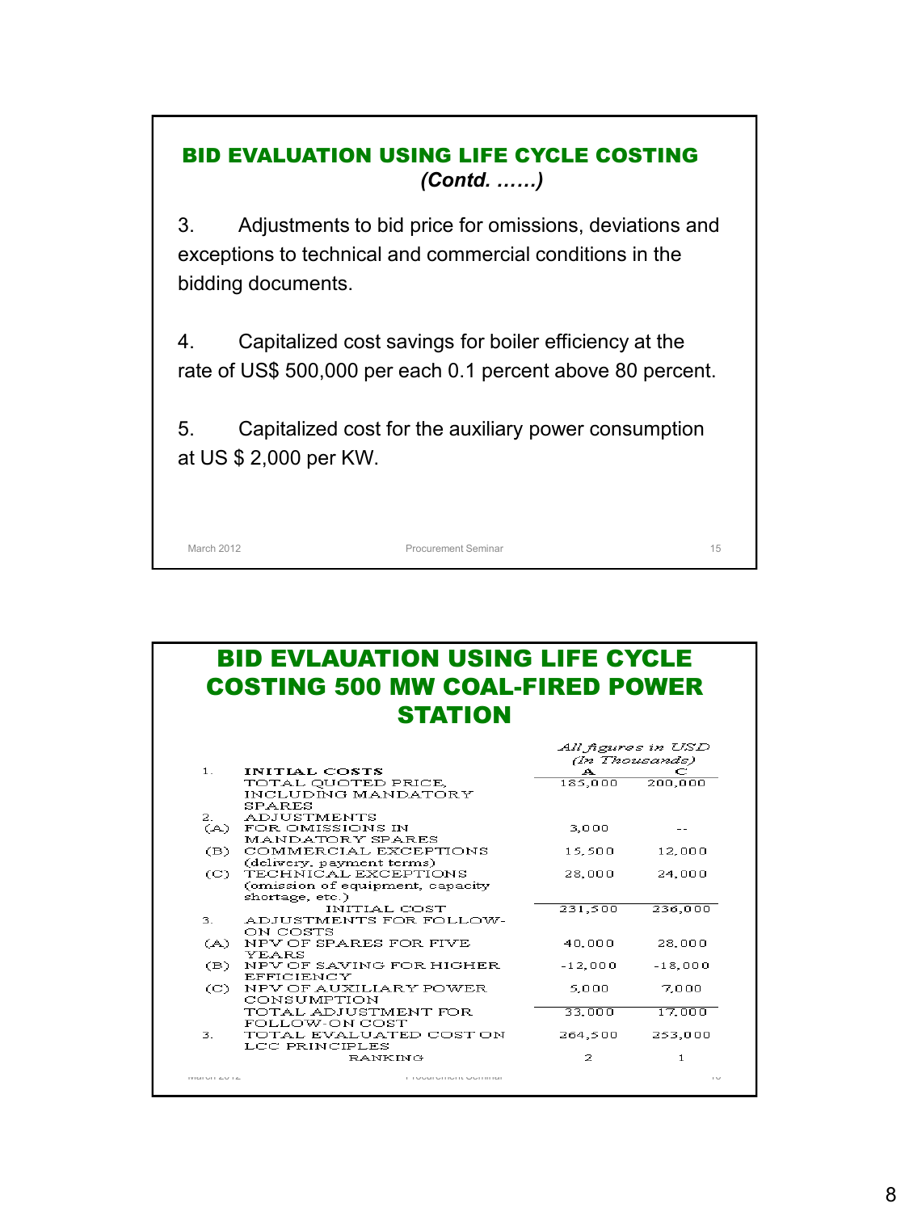## BID EVALUATION USING LIFE CYCLE COSTING *(Contd. ……)*

3. Adjustments to bid price for omissions, deviations and exceptions to technical and commercial conditions in the bidding documents.

4. Capitalized cost savings for boiler efficiency at the rate of US$ 500,000 per each 0.1 percent above 80 percent.

5. Capitalized cost for the auxiliary power consumption at US $ 2,000 per KW.

## BID EVLAUATION USING LIFE CYCLE COSTING 500 MW COAL-FIRED POWER STATION

*All figures in USD (In Thousands)*

| | | A | C |
|---|---|---|---|
| 1. | INITIAL COSTS | | |
| | TOTAL QUOTED PRICE, INCLUDING MANDATORY SPARES | 185,000 | 200,000 |
| 2. | ADJUSTMENTS | | |
| (A) | FOR OMISSIONS IN MANDATORY SPARES | 3,000 | -- |
| (B) | COMMERCIAL EXCEPTIONS (delivery, payment terms) | 15,500 | 12,000 |
| (C) | TECHNICAL EXCEPTIONS (omission of equipment, capacity shortage, etc.) | 28,000 | 24,000 |
| | INITIAL COST | 231,500 | 236,000 |
| 3. | ADJUSTMENTS FOR FOLLOW-ON COSTS | | |
| (A) | NPV OF SPARES FOR FIVE YEARS | 40,000 | 28,000 |
| (B) | NPV OF SAVING FOR HIGHER EFFICIENCY | -12,000 | -18,000 |
| (C) | NPV OF AUXILIARY POWER CONSUMPTION | 5,000 | 7,000 |
| | TOTAL ADJUSTMENT FOR FOLLOW-ON COST | 33,000 | 17,000 |
| 3. | TOTAL EVALUATED COST ON LCC PRINCIPLES | 264,500 | 253,000 |
| | RANKING | 2 | 1 |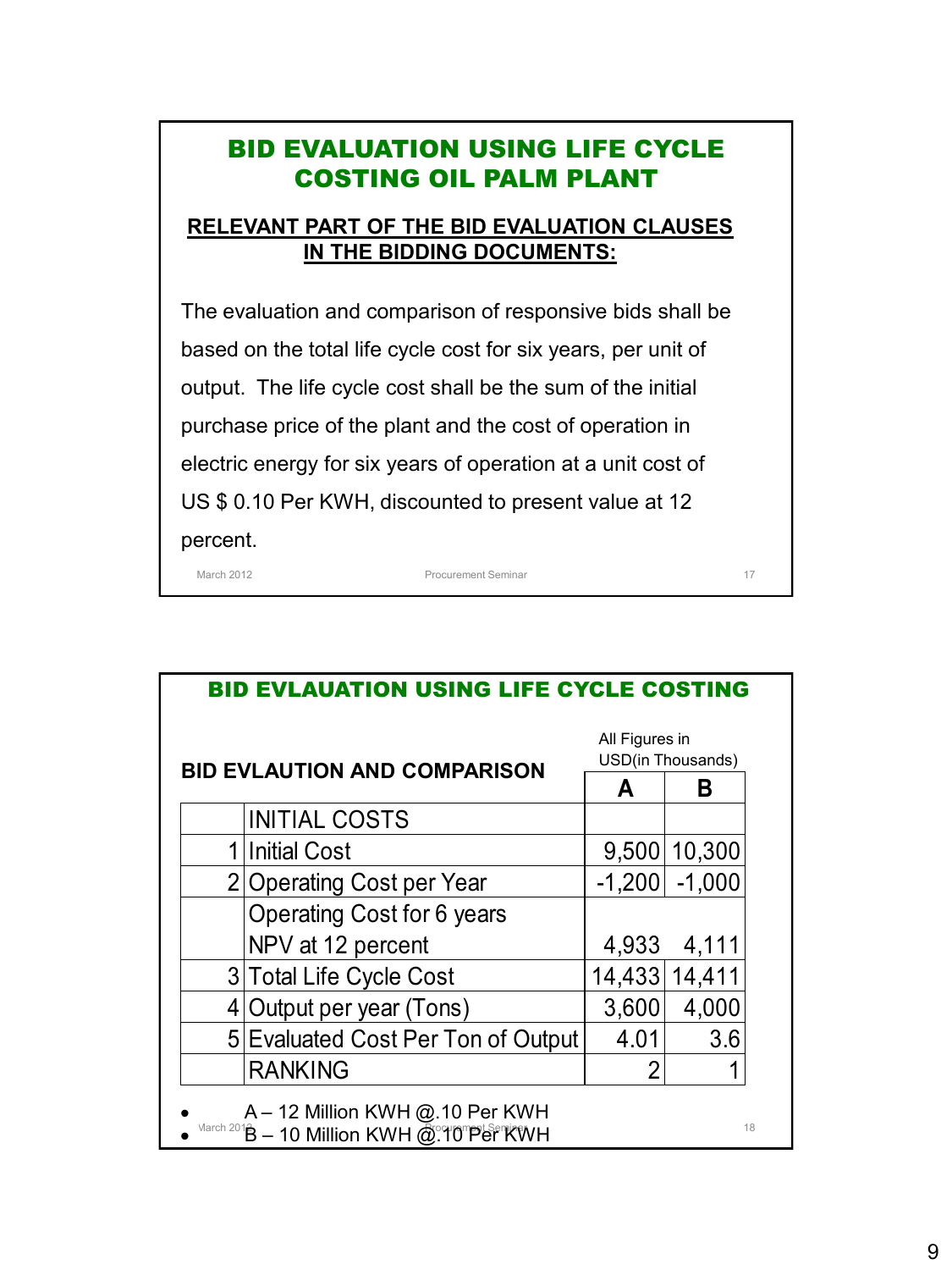## BID EVALUATION USING LIFE CYCLE COSTING OIL PALM PLANT

**RELEVANT PART OF THE BID EVALUATION CLAUSES IN THE BIDDING DOCUMENTS:**

The evaluation and comparison of responsive bids shall be based on the total life cycle cost for six years, per unit of output. The life cycle cost shall be the sum of the initial purchase price of the plant and the cost of operation in electric energy for six years of operation at a unit cost of US $ 0.10 Per KWH, discounted to present value at 12 percent.

## BID EVLAUATION USING LIFE CYCLE COSTING

All Figures in USD(in Thousands)

| | **BID EVLAUTION AND COMPARISON** | **A** | **B** |
|---|---|---|---|
| | INITIAL COSTS | | |
| 1 | Initial Cost | 9,500 | 10,300 |
| 2 | Operating Cost per Year | -1,200 | -1,000 |
| | Operating Cost for 6 years NPV at 12 percent | 4,933 | 4,111 |
| 3 | Total Life Cycle Cost | 14,433 | 14,411 |
| 4 | Output per year (Tons) | 3,600 | 4,000 |
| 5 | Evaluated Cost Per Ton of Output | 4.01 | 3.6 |
| | RANKING | 2 | 1 |

- A – 12 Million KWH @.10 Per KWH
- B – 10 Million KWH @.10 Per KWH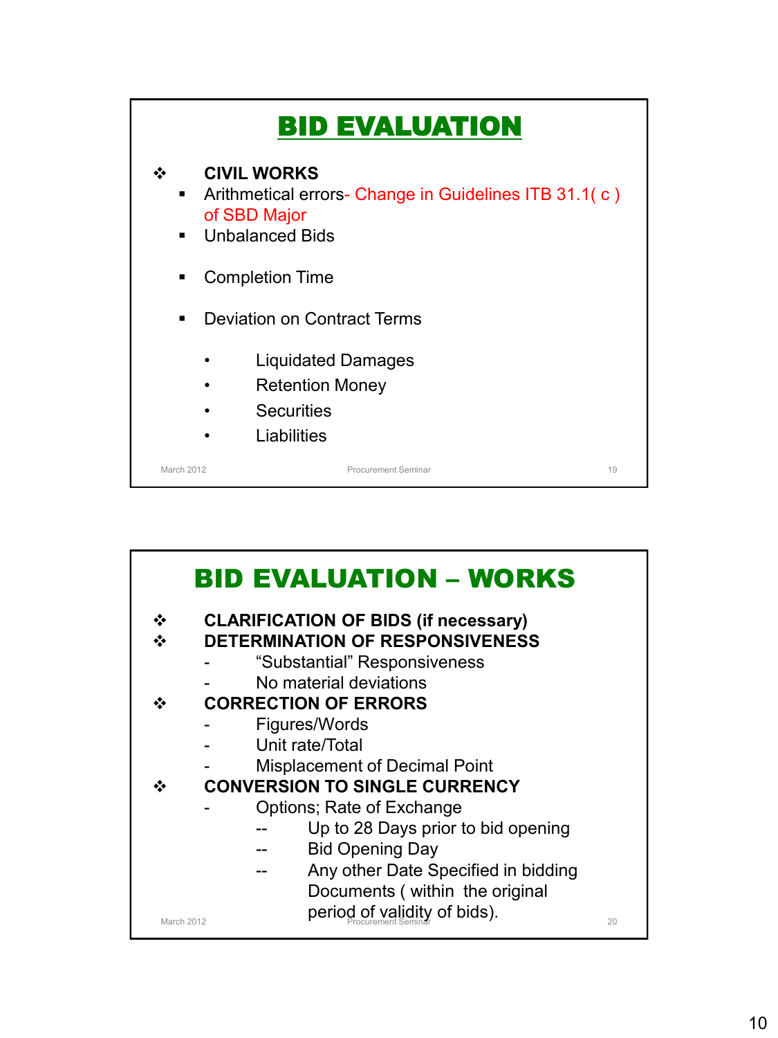## BID EVALUATION

- **CIVIL WORKS**
  - Arithmetical errors- Change in Guidelines ITB 31.1( c ) of SBD Major
  - Unbalanced Bids
  - Completion Time
  - Deviation on Contract Terms
    - Liquidated Damages
    - Retention Money
    - Securities
    - Liabilities

## BID EVALUATION – WORKS

- **CLARIFICATION OF BIDS (if necessary)**
- **DETERMINATION OF RESPONSIVENESS**
  - “Substantial” Responsiveness
  - No material deviations
- **CORRECTION OF ERRORS**
  - Figures/Words
  - Unit rate/Total
  - Misplacement of Decimal Point
- **CONVERSION TO SINGLE CURRENCY**
  - Options; Rate of Exchange
    - Up to 28 Days prior to bid opening
    - Bid Opening Day
    - Any other Date Specified in bidding Documents ( within the original period of validity of bids).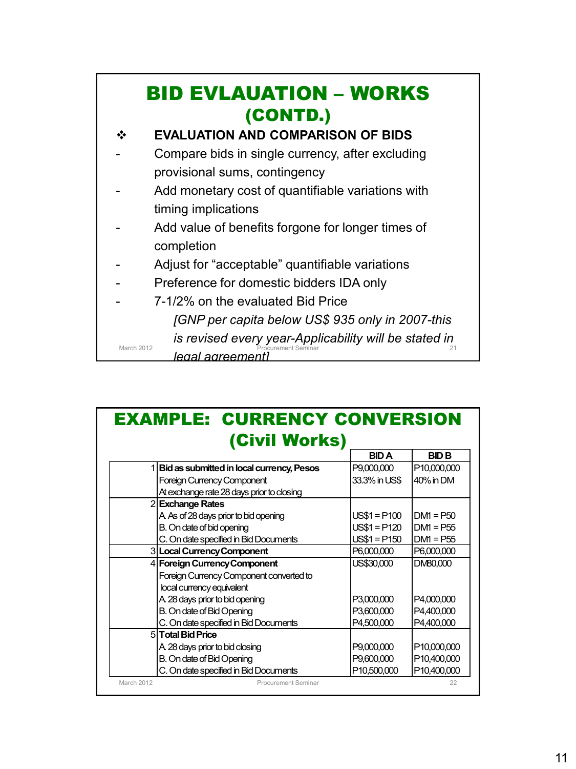# BID EVLAUATION – WORKS (CONTD.)

❖ **EVALUATION AND COMPARISON OF BIDS**

- Compare bids in single currency, after excluding provisional sums, contingency
- Add monetary cost of quantifiable variations with timing implications
- Add value of benefits forgone for longer times of completion
- Adjust for "acceptable" quantifiable variations
- Preference for domestic bidders IDA only
- 7-1/2% on the evaluated Bid Price

  *[GNP per capita below US$ 935 only in 2007-this is revised every year-Applicability will be stated in legal agreement]*

# EXAMPLE: CURRENCY CONVERSION (Civil Works)

| | | BID A | BID B |
|---|---|---|---|
| 1 | **Bid as submitted in local currency, Pesos** | P9,000,000 | P10,000,000 |
| | Foreign Currency Component | 33.3% in US$ | 40% in DM |
| | At exchange rate 28 days prior to closing | | |
| 2 | **Exchange Rates** | | |
| | A. As of 28 days prior to bid opening | US$1 = P100 | DM1 = P50 |
| | B. On date of bid opening | US$1 = P120 | DM1 = P55 |
| | C. On date specified in Bid Documents | US$1 = P150 | DM1 = P55 |
| 3 | **Local Currency Component** | P6,000,000 | P6,000,000 |
| 4 | **Foreign Currency Component** | US$30,000 | DM80,000 |
| | Foreign Currency Component converted to local currency equivalent | | |
| | A. 28 days prior to bid opening | P3,000,000 | P4,000,000 |
| | B. On date of Bid Opening | P3,600,000 | P4,400,000 |
| | C. On date specified in Bid Documents | P4,500,000 | P4,400,000 |
| 5 | **Total Bid Price** | | |
| | A. 28 days prior to bid closing | P9,000,000 | P10,000,000 |
| | B. On date of Bid Opening | P9,600,000 | P10,400,000 |
| | C. On date specified in Bid Documents | P10,500,000 | P10,400,000 |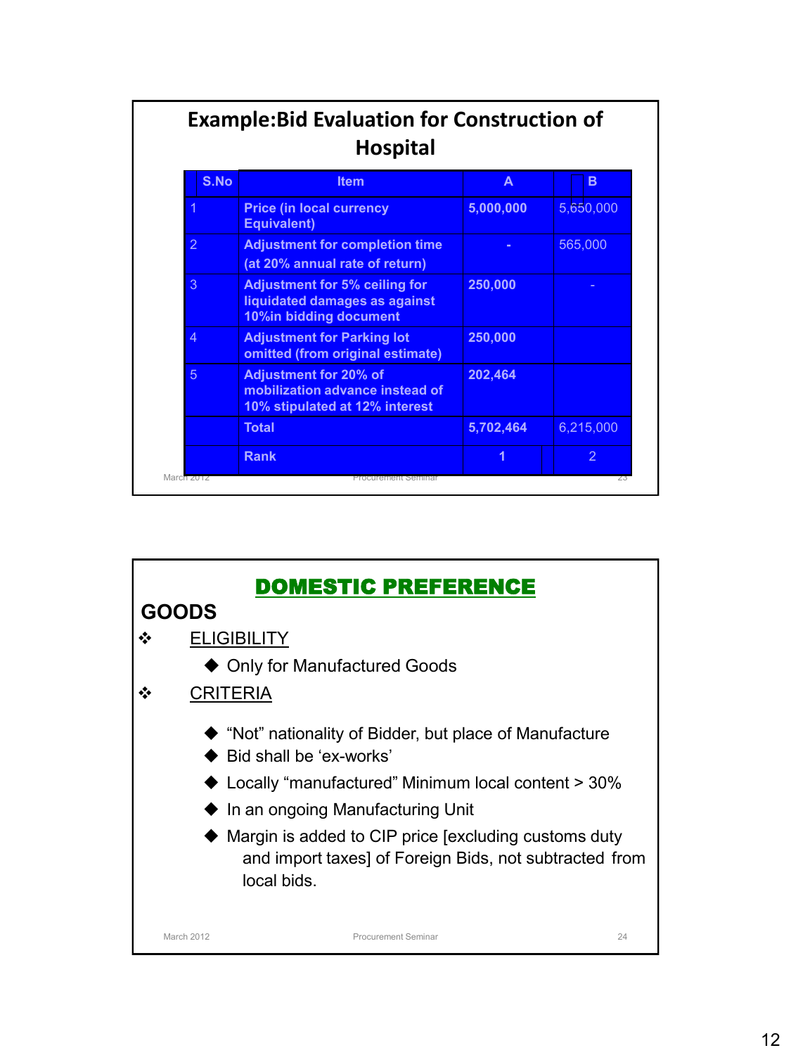## Example: Bid Evaluation for Construction of Hospital

| S.No | Item | A | B |
|---|---|---|---|
| 1 | Price (in local currency Equivalent) | 5,000,000 | 5,650,000 |
| 2 | Adjustment for completion time (at 20% annual rate of return) | - | 565,000 |
| 3 | Adjustment for 5% ceiling for liquidated damages as against 10%in bidding document | 250,000 | - |
| 4 | Adjustment for Parking lot omitted (from original estimate) | 250,000 | |
| 5 | Adjustment for 20% of mobilization advance instead of 10% stipulated at 12% interest | 202,464 | |
| | Total | 5,702,464 | 6,215,000 |
| | Rank | 1 | 2 |

## DOMESTIC PREFERENCE

### GOODS

- ELIGIBILITY
  - Only for Manufactured Goods
- CRITERIA
  - “Not” nationality of Bidder, but place of Manufacture
  - Bid shall be ‘ex-works’
  - Locally “manufactured” Minimum local content > 30%
  - In an ongoing Manufacturing Unit
  - Margin is added to CIP price [excluding customs duty and import taxes] of Foreign Bids, not subtracted from local bids.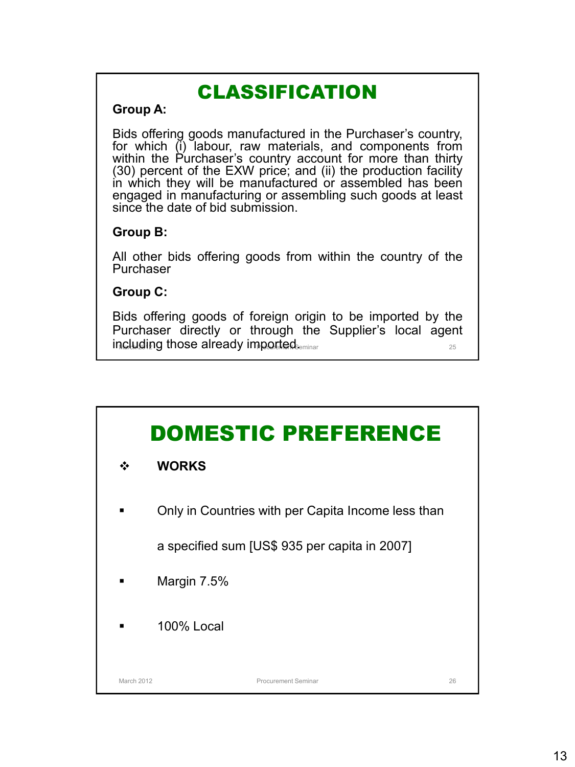## CLASSIFICATION

**Group A:**

Bids offering goods manufactured in the Purchaser's country, for which (i) labour, raw materials, and components from within the Purchaser's country account for more than thirty (30) percent of the EXW price; and (ii) the production facility in which they will be manufactured or assembled has been engaged in manufacturing or assembling such goods at least since the date of bid submission.

**Group B:**

All other bids offering goods from within the country of the Purchaser

**Group C:**

Bids offering goods of foreign origin to be imported by the Purchaser directly or through the Supplier's local agent including those already imported.

## DOMESTIC PREFERENCE

❖ **WORKS**

- Only in Countries with per Capita Income less than a specified sum [US$ 935 per capita in 2007]
- Margin 7.5%
- 100% Local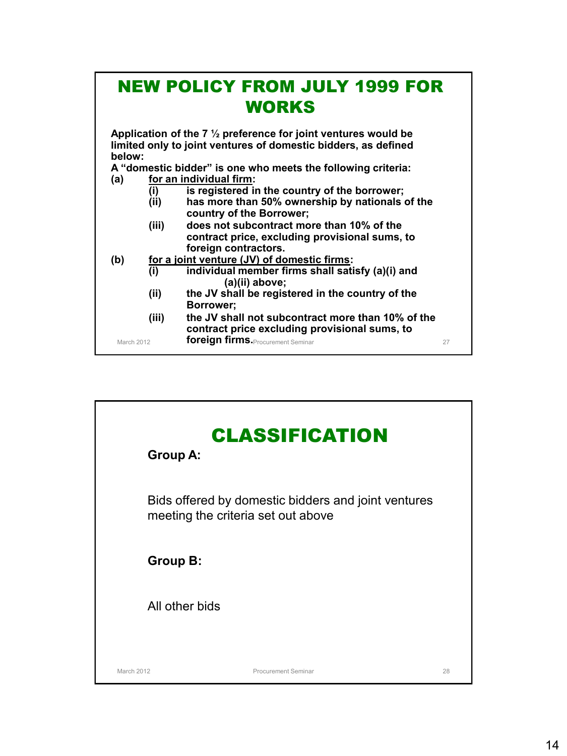# NEW POLICY FROM JULY 1999 FOR WORKS

**Application of the 7 ½ preference for joint ventures would be limited only to joint ventures of domestic bidders, as defined below:**

**A "domestic bidder" is one who meets the following criteria:**

**(a) for an individual firm:**

- **(i) is registered in the country of the borrower;**
- **(ii) has more than 50% ownership by nationals of the country of the Borrower;**
- **(iii) does not subcontract more than 10% of the contract price, excluding provisional sums, to foreign contractors.**

**(b) for a joint venture (JV) of domestic firms:**

- **(i) individual member firms shall satisfy (a)(i) and (a)(ii) above;**
- **(ii) the JV shall be registered in the country of the Borrower;**
- **(iii) the JV shall not subcontract more than 10% of the contract price excluding provisional sums, to foreign firms.**

# CLASSIFICATION

**Group A:**

Bids offered by domestic bidders and joint ventures meeting the criteria set out above

**Group B:**

All other bids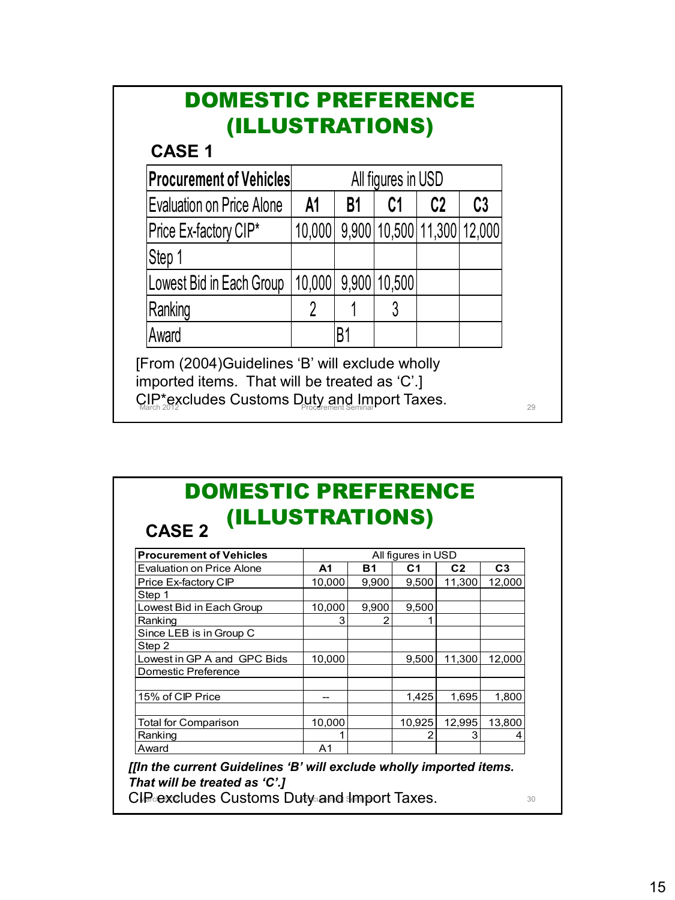# DOMESTIC PREFERENCE (ILLUSTRATIONS)

## CASE 1

| Procurement of Vehicles | All figures in USD | | | | |
|---|---|---|---|---|---|
| Evaluation on Price Alone | A1 | B1 | C1 | C2 | C3 |
| Price Ex-factory CIP* | 10,000 | 9,900 | 10,500 | 11,300 | 12,000 |
| Step 1 | | | | | |
| Lowest Bid in Each Group | 10,000 | 9,900 | 10,500 | | |
| Ranking | 2 | 1 | 3 | | |
| Award | | B1 | | | |

[From (2004)Guidelines 'B' will exclude wholly imported items. That will be treated as 'C'.]

CIP*excludes Customs Duty and Import Taxes.

# DOMESTIC PREFERENCE (ILLUSTRATIONS)

## CASE 2

| Procurement of Vehicles | All figures in USD | | | | |
|---|---|---|---|---|---|
| Evaluation on Price Alone | A1 | B1 | C1 | C2 | C3 |
| Price Ex-factory CIP | 10,000 | 9,900 | 9,500 | 11,300 | 12,000 |
| Step 1 | | | | | |
| Lowest Bid in Each Group | 10,000 | 9,900 | 9,500 | | |
| Ranking | 3 | 2 | 1 | | |
| Since LEB is in Group C | | | | | |
| Step 2 | | | | | |
| Lowest in GP A and GPC Bids | 10,000 | | 9,500 | 11,300 | 12,000 |
| Domestic Preference | | | | | |
| | | | | | |
| 15% of CIP Price | -- | | 1,425 | 1,695 | 1,800 |
| | | | | | |
| Total for Comparison | 10,000 | | 10,925 | 12,995 | 13,800 |
| Ranking | 1 | | 2 | 3 | 4 |
| Award | A1 | | | | |

***[[In the current Guidelines 'B' will exclude wholly imported items. That will be treated as 'C'.]***

CIP excludes Customs Duty and Import Taxes.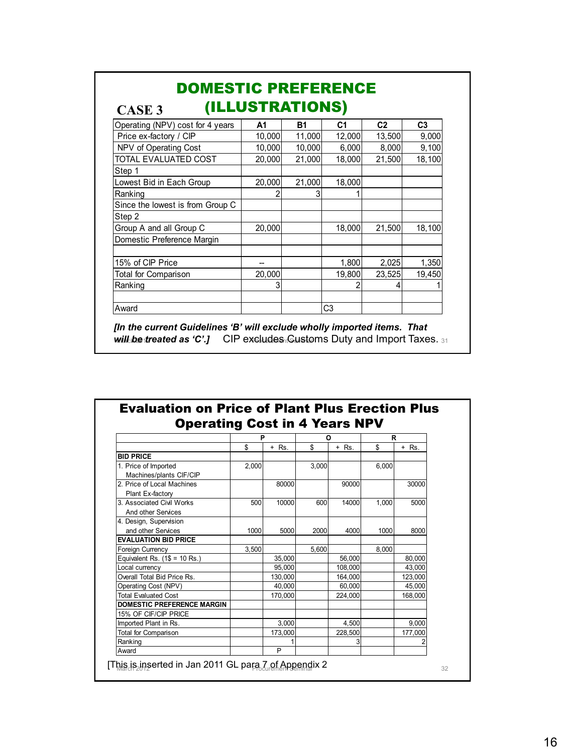## CASE 3 — DOMESTIC PREFERENCE (ILLUSTRATIONS)

| Operating (NPV) cost for 4 years | A1 | B1 | C1 | C2 | C3 |
|---|---|---|---|---|---|
| Price ex-factory / CIP | 10,000 | 11,000 | 12,000 | 13,500 | 9,000 |
| NPV of Operating Cost | 10,000 | 10,000 | 6,000 | 8,000 | 9,100 |
| TOTAL EVALUATED COST | 20,000 | 21,000 | 18,000 | 21,500 | 18,100 |
| Step 1 | | | | | |
| Lowest Bid in Each Group | 20,000 | 21,000 | 18,000 | | |
| Ranking | 2 | 3 | 1 | | |
| Since the lowest is from Group C | | | | | |
| Step 2 | | | | | |
| Group A and all Group C | 20,000 | | 18,000 | 21,500 | 18,100 |
| Domestic Preference Margin | | | | | |
| | | | | | |
| 15% of CIP Price | -- | | 1,800 | 2,025 | 1,350 |
| Total for Comparison | 20,000 | | 19,800 | 23,525 | 19,450 |
| Ranking | 3 | | 2 | 4 | 1 |
| | | | | | |
| Award | | | C3 | | |

***[In the current Guidelines 'B' will exclude wholly imported items. That will be treated as 'C'.]*** CIP excludes Customs Duty and Import Taxes.

## Evaluation on Price of Plant Plus Erection Plus Operating Cost in 4 Years NPV

| | P | | O | | R | |
|---|---|---|---|---|---|---|
| | $ | + Rs. | $ | + Rs. | $ | + Rs. |
| **BID PRICE** | | | | | | |
| 1. Price of Imported Machines/plants CIF/CIP | 2,000 | | 3,000 | | 6,000 | |
| 2. Price of Local Machines Plant Ex-factory | | 80000 | | 90000 | | 30000 |
| 3. Associated Civil Works And other Services | 500 | 10000 | 600 | 14000 | 1,000 | 5000 |
| 4. Design, Supervision and other Services | 1000 | 5000 | 2000 | 4000 | 1000 | 8000 |
| **EVALUATION BID PRICE** | | | | | | |
| Foreign Currency | 3,500 | | 5,600 | | 8,000 | |
| Equivalent Rs. (1$ = 10 Rs.) | | 35,000 | | 56,000 | | 80,000 |
| Local currency | | 95,000 | | 108,000 | | 43,000 |
| Overall Total Bid Price Rs. | | 130,000 | | 164,000 | | 123,000 |
| Operating Cost (NPV) | | 40,000 | | 60,000 | | 45,000 |
| Total Evaluated Cost | | 170,000 | | 224,000 | | 168,000 |
| **DOMESTIC PREFERENCE MARGIN** | | | | | | |
| 15% OF CIF/CIP PRICE | | | | | | |
| Imported Plant in Rs. | | 3,000 | | 4,500 | | 9,000 |
| Total for Comparison | | 173,000 | | 228,500 | | 177,000 |
| Ranking | | 1 | | 3 | | 2 |
| Award | | P | | | | |

[This is inserted in Jan 2011 GL para 7 of Appendix 2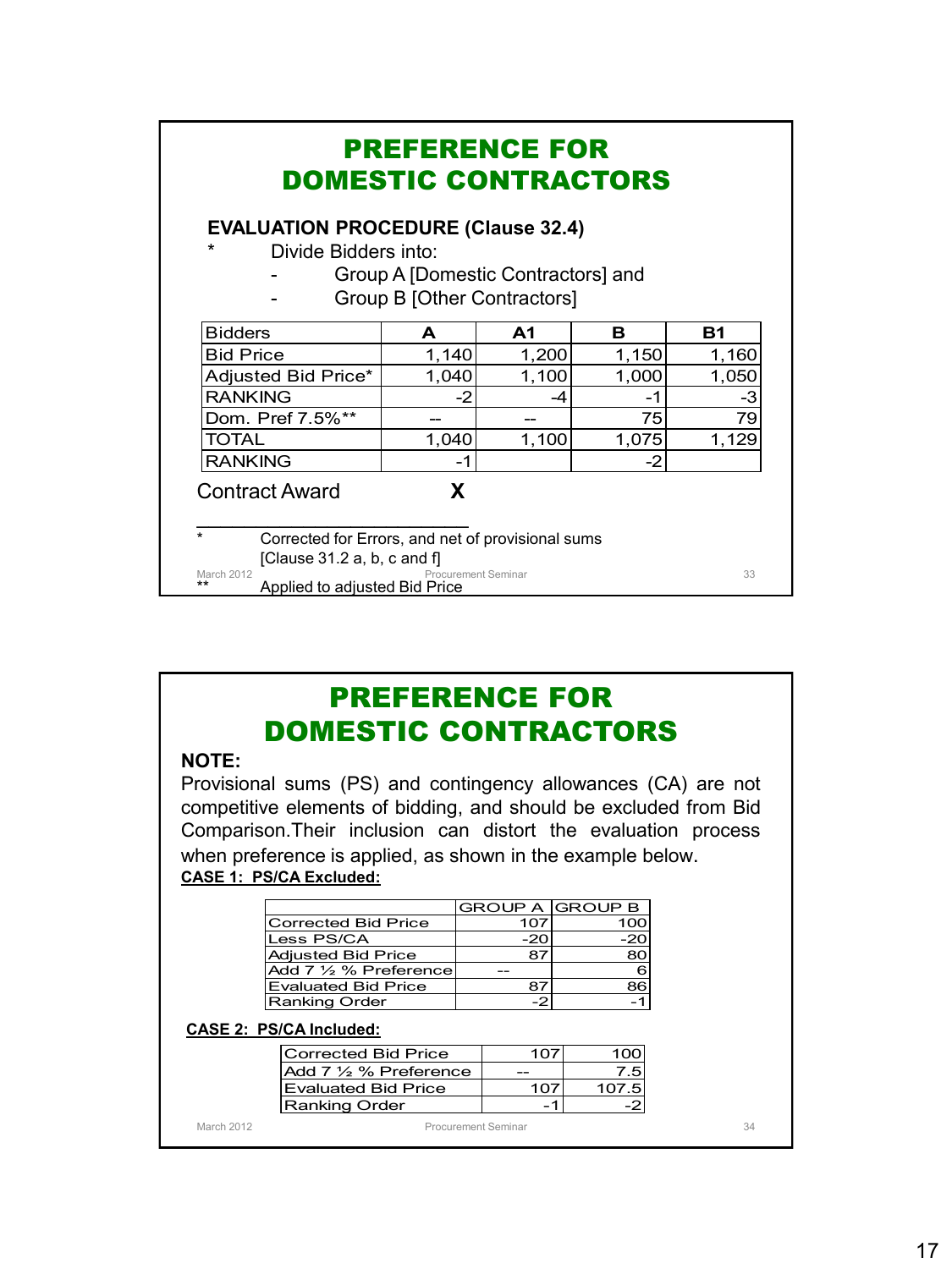## PREFERENCE FOR DOMESTIC CONTRACTORS

**EVALUATION PROCEDURE (Clause 32.4)**

* Divide Bidders into:
  - Group A [Domestic Contractors] and
  - Group B [Other Contractors]

| Bidders | A | A1 | B | B1 |
|---|---|---|---|---|
| Bid Price | 1,140 | 1,200 | 1,150 | 1,160 |
| Adjusted Bid Price* | 1,040 | 1,100 | 1,000 | 1,050 |
| RANKING | -2 | -4 | -1 | -3 |
| Dom. Pref 7.5%** | -- | -- | 75 | 79 |
| TOTAL | 1,040 | 1,100 | 1,075 | 1,129 |
| RANKING | -1 | | -2 | |

Contract Award X

---

* Corrected for Errors, and net of provisional sums [Clause 31.2 a, b, c and f]

** Applied to adjusted Bid Price

## PREFERENCE FOR DOMESTIC CONTRACTORS

**NOTE:**

Provisional sums (PS) and contingency allowances (CA) are not competitive elements of bidding, and should be excluded from Bid Comparison.Their inclusion can distort the evaluation process when preference is applied, as shown in the example below.

**CASE 1: PS/CA Excluded:**

| | GROUP A | GROUP B |
|---|---|---|
| Corrected Bid Price | 107 | 100 |
| Less PS/CA | -20 | -20 |
| Adjusted Bid Price | 87 | 80 |
| Add 7 ½ % Preference | -- | 6 |
| Evaluated Bid Price | 87 | 86 |
| Ranking Order | -2 | -1 |

**CASE 2: PS/CA Included:**

| | | |
|---|---|---|
| Corrected Bid Price | 107 | 100 |
| Add 7 ½ % Preference | -- | 7.5 |
| Evaluated Bid Price | 107 | 107.5 |
| Ranking Order | -1 | -2 |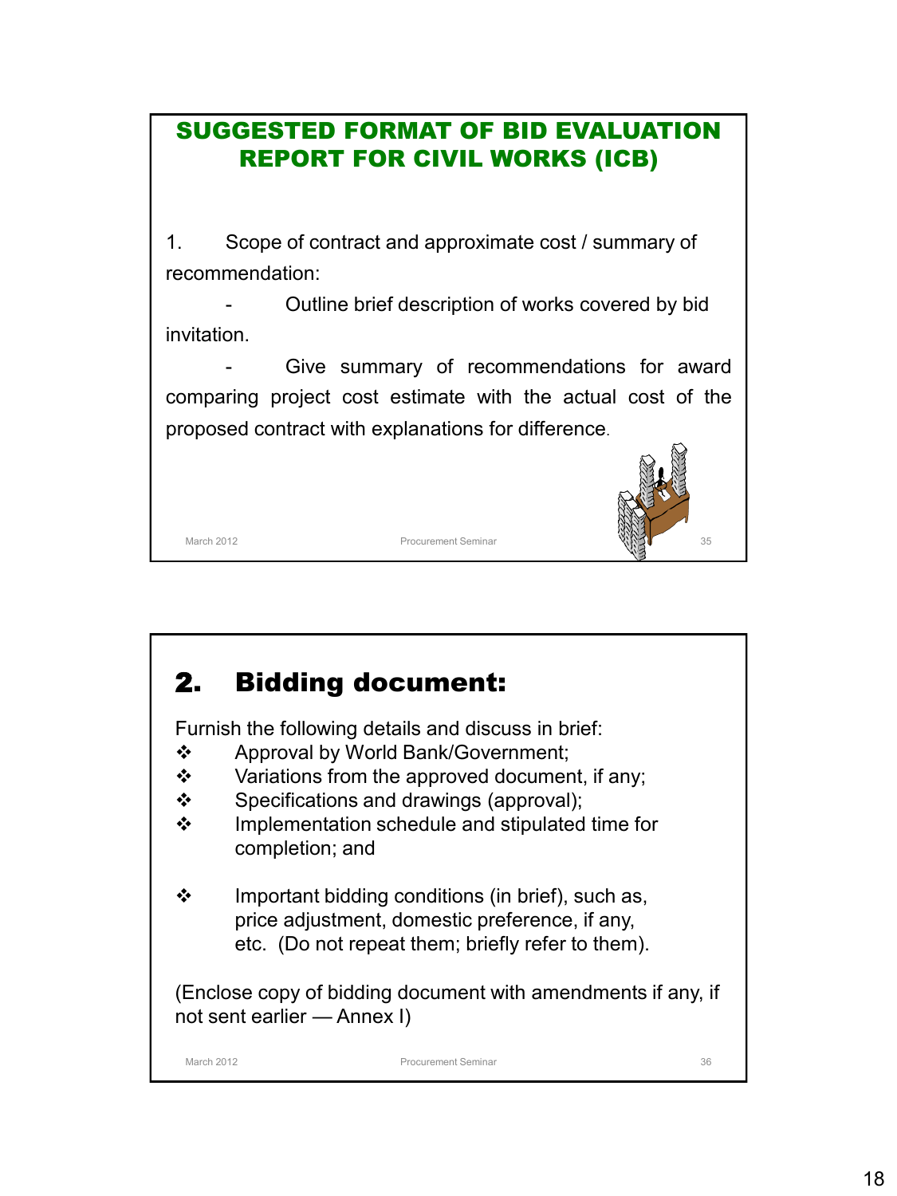## SUGGESTED FORMAT OF BID EVALUATION REPORT FOR CIVIL WORKS (ICB)

1. Scope of contract and approximate cost / summary of recommendation:

   - Outline brief description of works covered by bid invitation.
   - Give summary of recommendations for award comparing project cost estimate with the actual cost of the proposed contract with explanations for difference.

## 2. Bidding document:

Furnish the following details and discuss in brief:

- Approval by World Bank/Government;
- Variations from the approved document, if any;
- Specifications and drawings (approval);
- Implementation schedule and stipulated time for completion; and
- Important bidding conditions (in brief), such as, price adjustment, domestic preference, if any, etc. (Do not repeat them; briefly refer to them).

(Enclose copy of bidding document with amendments if any, if not sent earlier — Annex I)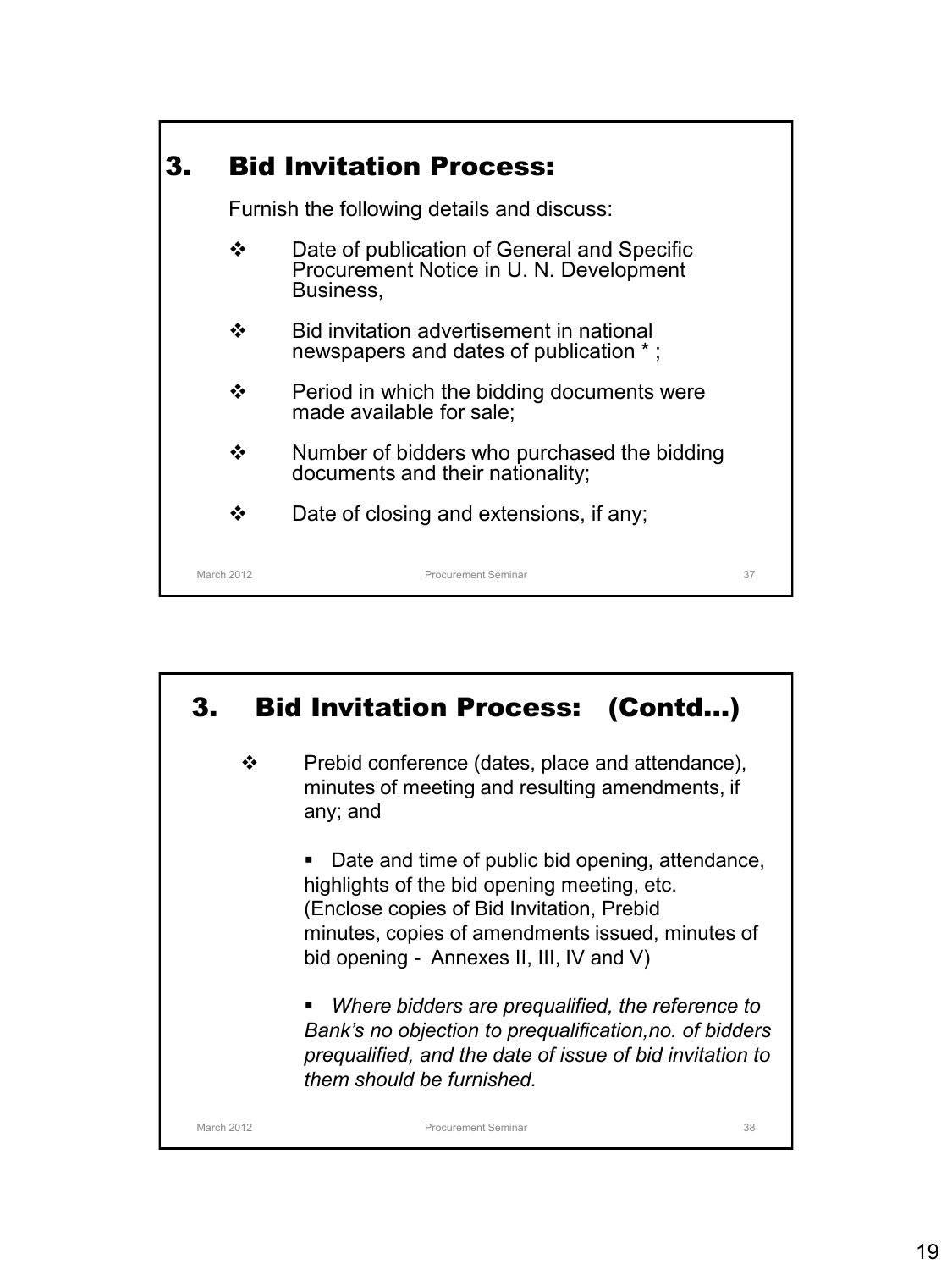## 3. Bid Invitation Process:

Furnish the following details and discuss:

- Date of publication of General and Specific Procurement Notice in U. N. Development Business,
- Bid invitation advertisement in national newspapers and dates of publication * ;
- Period in which the bidding documents were made available for sale;
- Number of bidders who purchased the bidding documents and their nationality;
- Date of closing and extensions, if any;

## 3. Bid Invitation Process: (Contd…)

- Prebid conference (dates, place and attendance), minutes of meeting and resulting amendments, if any; and
  - Date and time of public bid opening, attendance, highlights of the bid opening meeting, etc. (Enclose copies of Bid Invitation, Prebid minutes, copies of amendments issued, minutes of bid opening - Annexes II, III, IV and V)
  - *Where bidders are prequalified, the reference to Bank's no objection to prequalification,no. of bidders prequalified, and the date of issue of bid invitation to them should be furnished.*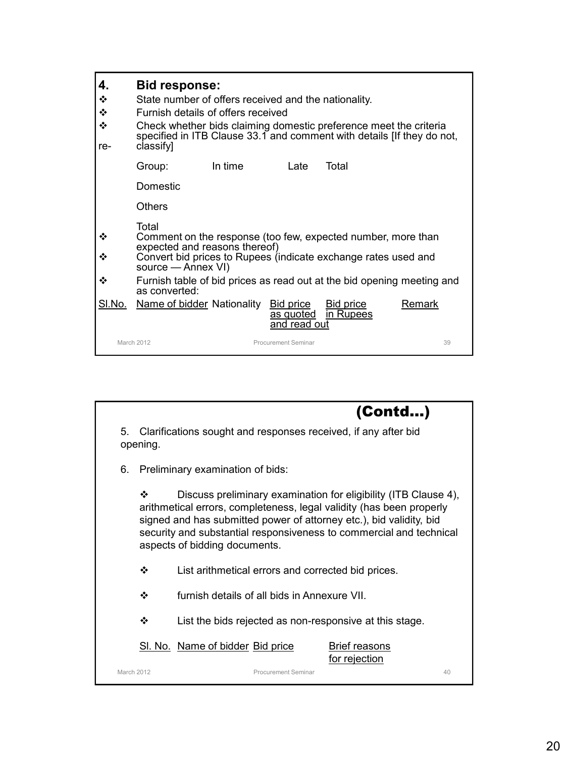## 4. Bid response:

- State number of offers received and the nationality.
- Furnish details of offers received
- Check whether bids claiming domestic preference meet the criteria specified in ITB Clause 33.1 and comment with details [If they do not, re-classify]

| Group: | In time | Late | Total |
|---|---|---|---|
| Domestic | | | |
| Others | | | |
| Total | | | |

- Comment on the response (too few, expected number, more than expected and reasons thereof)
- Convert bid prices to Rupees (indicate exchange rates used and source — Annex VI)
- Furnish table of bid prices as read out at the bid opening meeting and as converted:

| Sl.No. | Name of bidder | Nationality | Bid price as quoted and read out | Bid price in Rupees | Remark |
|---|---|---|---|---|---|

## (Contd…)

5. Clarifications sought and responses received, if any after bid opening.

6. Preliminary examination of bids:

   - Discuss preliminary examination for eligibility (ITB Clause 4), arithmetical errors, completeness, legal validity (has been properly signed and has submitted power of attorney etc.), bid validity, bid security and substantial responsiveness to commercial and technical aspects of bidding documents.
   - List arithmetical errors and corrected bid prices.
   - furnish details of all bids in Annexure VII.
   - List the bids rejected as non-responsive at this stage.

| Sl. No. | Name of bidder | Bid price | Brief reasons for rejection |
|---|---|---|---|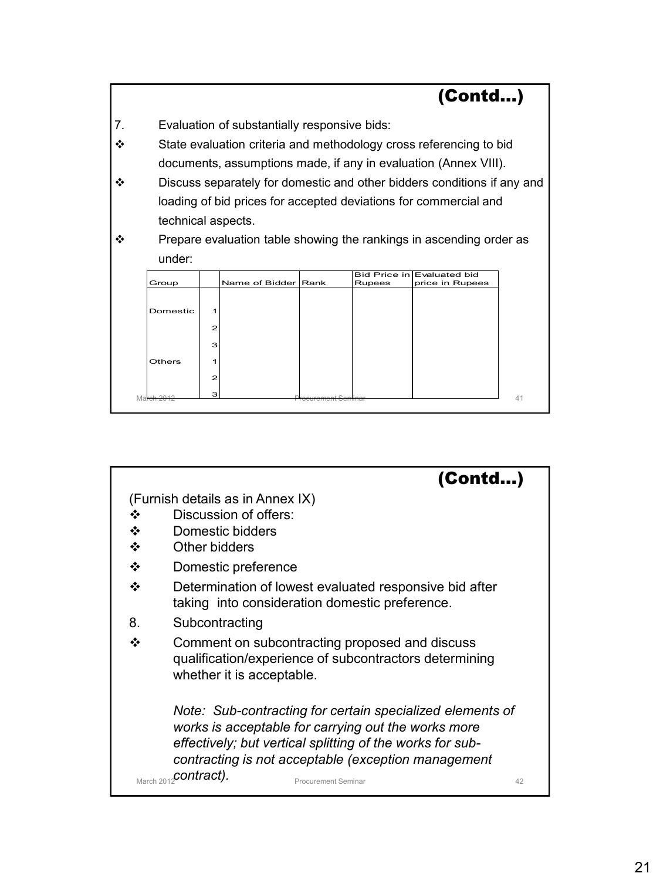## (Contd…)

7. Evaluation of substantially responsive bids:

- State evaluation criteria and methodology cross referencing to bid documents, assumptions made, if any in evaluation (Annex VIII).
- Discuss separately for domestic and other bidders conditions if any and loading of bid prices for accepted deviations for commercial and technical aspects.
- Prepare evaluation table showing the rankings in ascending order as under:

| Group | | Name of Bidder | Rank | Bid Price in Rupees | Evaluated bid price in Rupees |
|---|---|---|---|---|---|
| Domestic | 1 | | | | |
| | 2 | | | | |
| | 3 | | | | |
| Others | 1 | | | | |
| | 2 | | | | |
| | 3 | | | | |

## (Contd…)

(Furnish details as in Annex IX)

- Discussion of offers:
- Domestic bidders
- Other bidders
- Domestic preference
- Determination of lowest evaluated responsive bid after taking into consideration domestic preference.

8. Subcontracting

- Comment on subcontracting proposed and discuss qualification/experience of subcontractors determining whether it is acceptable.

*Note: Sub-contracting for certain specialized elements of works is acceptable for carrying out the works more effectively; but vertical splitting of the works for sub-contracting is not acceptable (exception management contract).*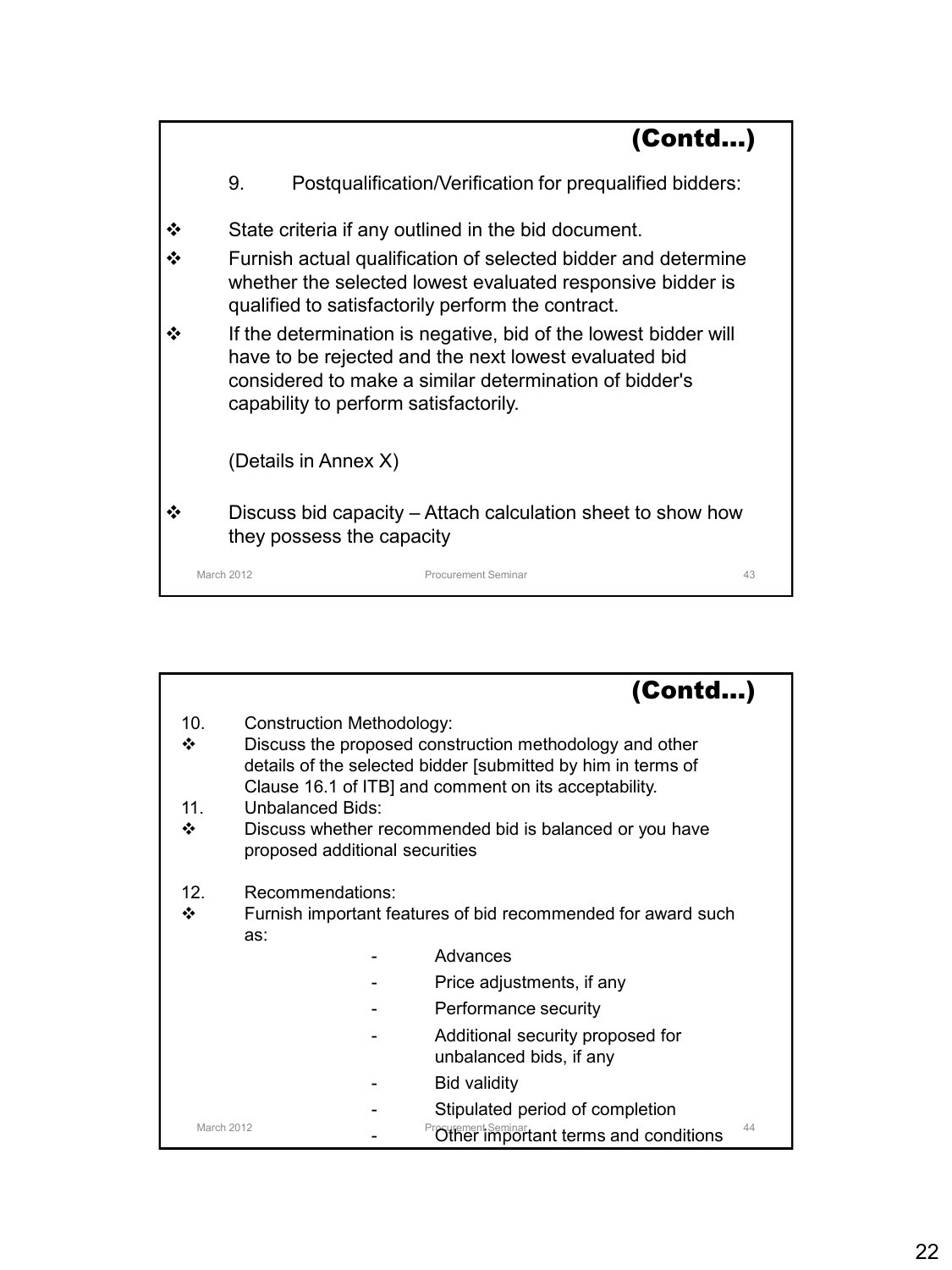## (Contd...)

9. Postqualification/Verification for prequalified bidders:

- State criteria if any outlined in the bid document.
- Furnish actual qualification of selected bidder and determine whether the selected lowest evaluated responsive bidder is qualified to satisfactorily perform the contract.
- If the determination is negative, bid of the lowest bidder will have to be rejected and the next lowest evaluated bid considered to make a similar determination of bidder's capability to perform satisfactorily.

(Details in Annex X)

- Discuss bid capacity – Attach calculation sheet to show how they possess the capacity

## (Contd...)

10. Construction Methodology:
    - Discuss the proposed construction methodology and other details of the selected bidder [submitted by him in terms of Clause 16.1 of ITB] and comment on its acceptability.
11. Unbalanced Bids:
    - Discuss whether recommended bid is balanced or you have proposed additional securities
12. Recommendations:
    - Furnish important features of bid recommended for award such as:
      - Advances
      - Price adjustments, if any
      - Performance security
      - Additional security proposed for unbalanced bids, if any
      - Bid validity
      - Stipulated period of completion
      - Other important terms and conditions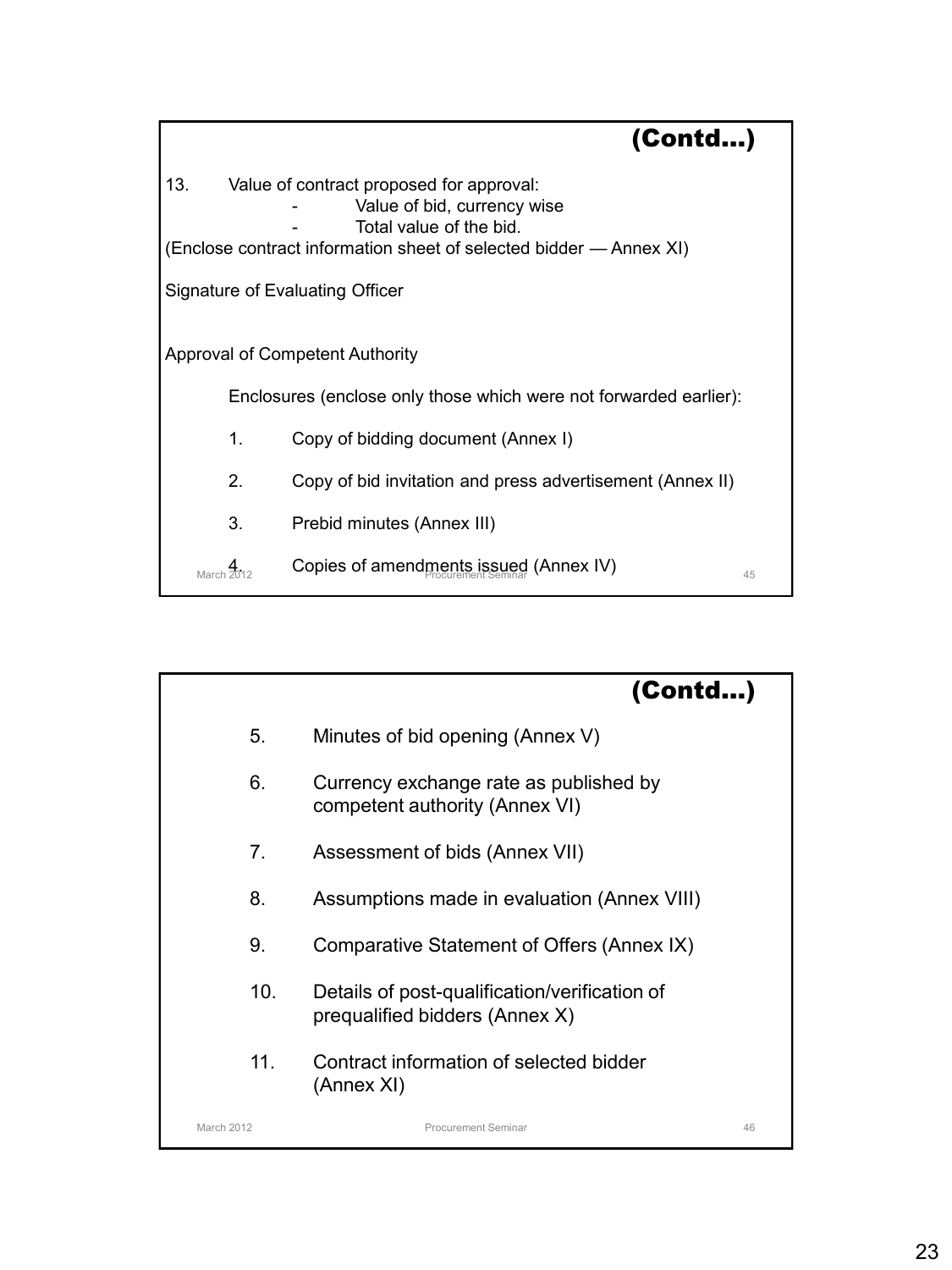## (Contd…)

13. Value of contract proposed for approval:
    - Value of bid, currency wise
    - Total value of the bid.

(Enclose contract information sheet of selected bidder — Annex XI)

Signature of Evaluating Officer

Approval of Competent Authority

Enclosures (enclose only those which were not forwarded earlier):

1. Copy of bidding document (Annex I)
2. Copy of bid invitation and press advertisement (Annex II)
3. Prebid minutes (Annex III)
4. Copies of amendments issued (Annex IV)

## (Contd…)

5. Minutes of bid opening (Annex V)
6. Currency exchange rate as published by competent authority (Annex VI)
7. Assessment of bids (Annex VII)
8. Assumptions made in evaluation (Annex VIII)
9. Comparative Statement of Offers (Annex IX)
10. Details of post-qualification/verification of prequalified bidders (Annex X)
11. Contract information of selected bidder (Annex XI)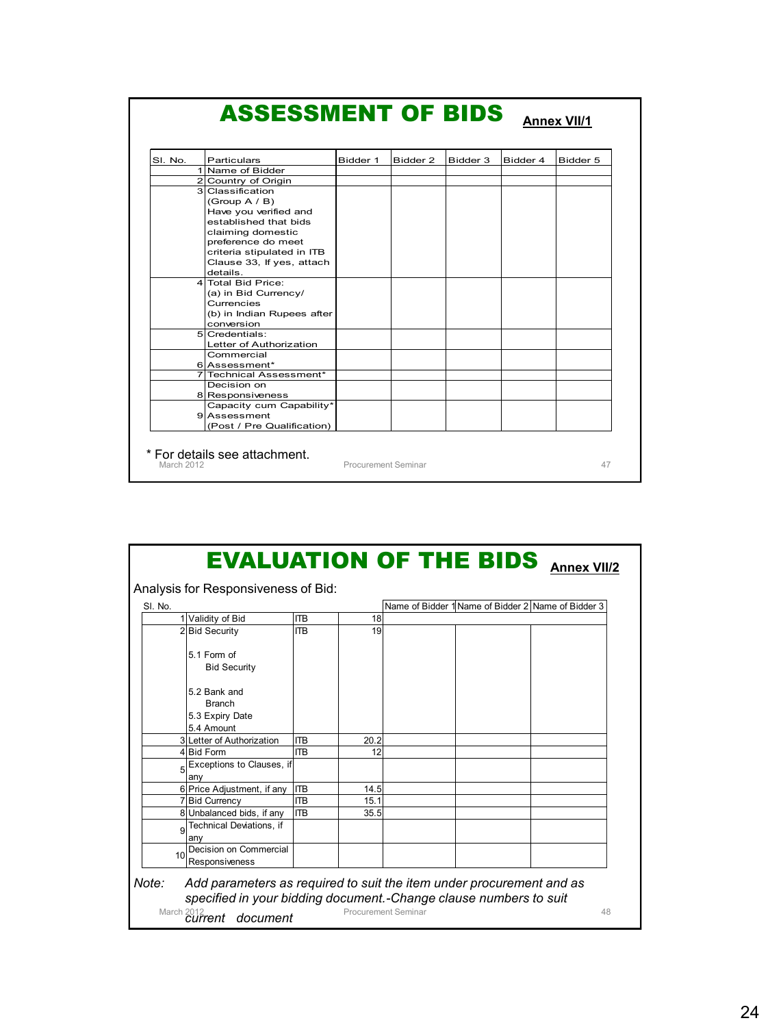# ASSESSMENT OF BIDS

**Annex VII/1**

| Sl. No. | Particulars | Bidder 1 | Bidder 2 | Bidder 3 | Bidder 4 | Bidder 5 |
|---|---|---|---|---|---|---|
| 1 | Name of Bidder | | | | | |
| 2 | Country of Origin | | | | | |
| 3 | Classification (Group A / B) Have you verified and established that bids claiming domestic preference do meet criteria stipulated in ITB Clause 33, If yes, attach details. | | | | | |
| 4 | Total Bid Price: (a) in Bid Currency/ Currencies (b) in Indian Rupees after conversion | | | | | |
| 5 | Credentials: Letter of Authorization | | | | | |
| 6 | Commercial Assessment* | | | | | |
| 7 | Technical Assessment* | | | | | |
| 8 | Decision on Responsiveness | | | | | |
| 9 | Capacity cum Capability* Assessment (Post / Pre Qualification) | | | | | |

\* For details see attachment.

# EVALUATION OF THE BIDS

**Annex VII/2**

Analysis for Responsiveness of Bid:

| Sl. No. | | | | Name of Bidder 1 | Name of Bidder 2 | Name of Bidder 3 |
|---|---|---|---|---|---|---|
| 1 | Validity of Bid | ITB | 18 | | | |
| 2 | Bid Security<br><br>5.1 Form of Bid Security<br><br>5.2 Bank and Branch<br>5.3 Expiry Date<br>5.4 Amount | ITB | 19 | | | |
| 3 | Letter of Authorization | ITB | 20.2 | | | |
| 4 | Bid Form | ITB | 12 | | | |
| 5 | Exceptions to Clauses, if any | | | | | |
| 6 | Price Adjustment, if any | ITB | 14.5 | | | |
| 7 | Bid Currency | ITB | 15.1 | | | |
| 8 | Unbalanced bids, if any | ITB | 35.5 | | | |
| 9 | Technical Deviations, if any | | | | | |
| 10 | Decision on Commercial Responsiveness | | | | | |

*Note: Add parameters as required to suit the item under procurement and as specified in your bidding document.-Change clause numbers to suit current document*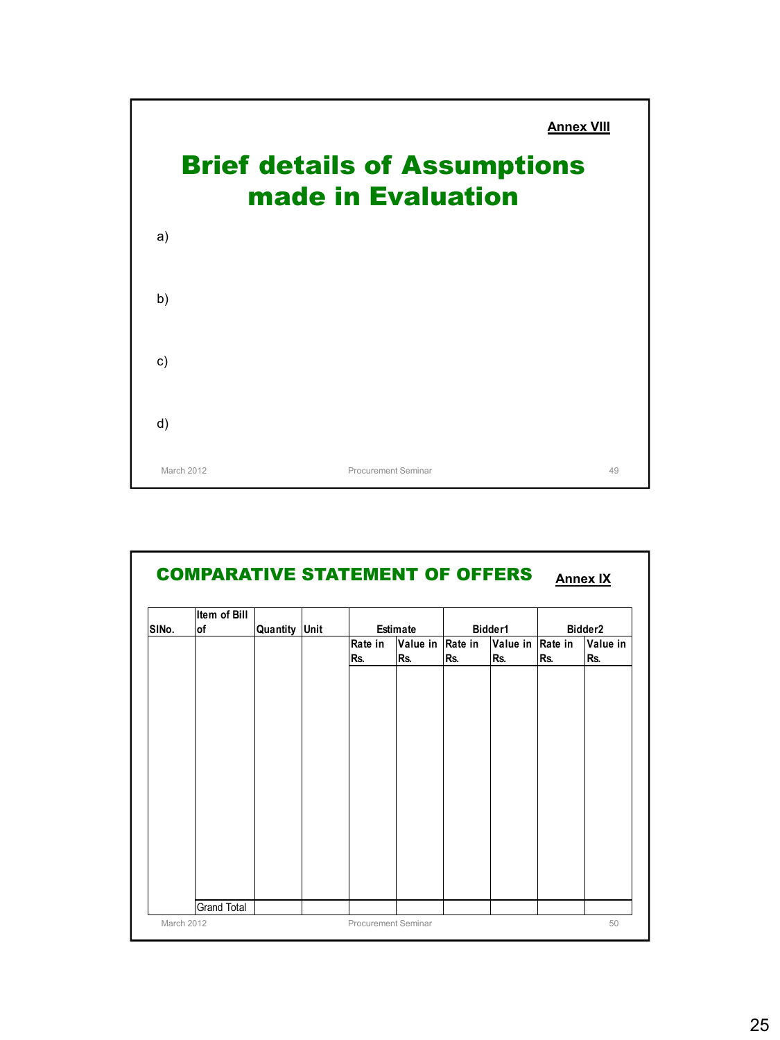Annex VIII

# Brief details of Assumptions made in Evaluation

a)

b)

c)

d)

## COMPARATIVE STATEMENT OF OFFERS

Annex IX

| SlNo. | Item of Bill of | Quantity | Unit | Estimate | | Bidder1 | | Bidder2 | |
|---|---|---|---|---|---|---|---|---|---|
| | | | | Rate in Rs. | Value in Rs. | Rate in Rs. | Value in Rs. | Rate in Rs. | Value in Rs. |
| | | | | | | | | | |
| | Grand Total | | | | | | | | |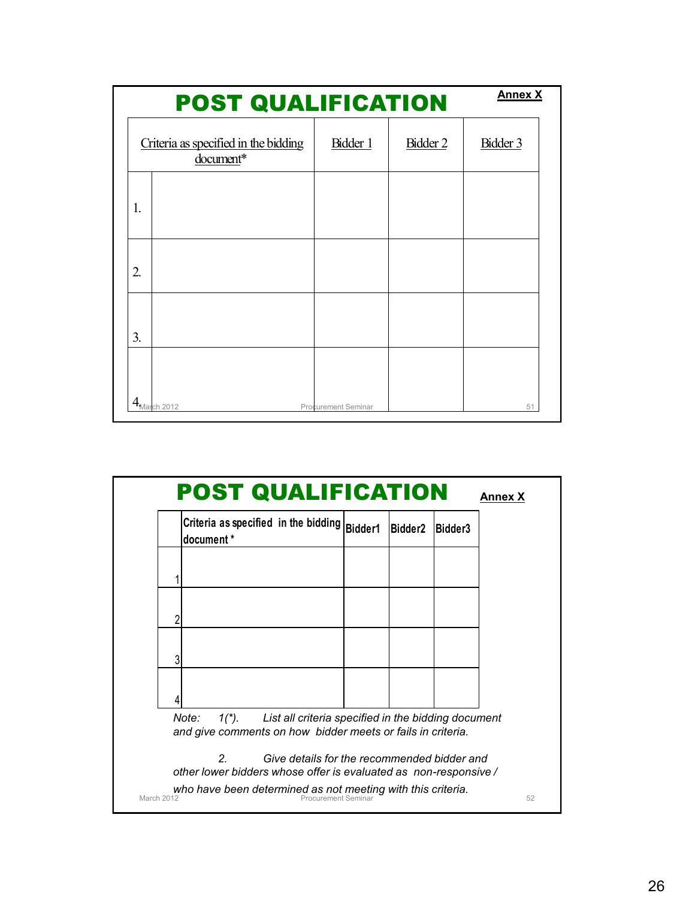# POST QUALIFICATION

**Annex X**

| | Criteria as specified in the bidding document* | Bidder 1 | Bidder 2 | Bidder 3 |
|---|---|---|---|---|
| 1. | | | | |
| 2. | | | | |
| 3. | | | | |
| 4. | | | | |

# POST QUALIFICATION

**Annex X**

| | Criteria as specified in the bidding document * | Bidder1 | Bidder2 | Bidder3 |
|---|---|---|---|---|
| 1 | | | | |
| 2 | | | | |
| 3 | | | | |
| 4 | | | | |

*Note: 1(\*). List all criteria specified in the bidding document and give comments on how bidder meets or fails in criteria.*

*2. Give details for the recommended bidder and other lower bidders whose offer is evaluated as non-responsive / who have been determined as not meeting with this criteria.*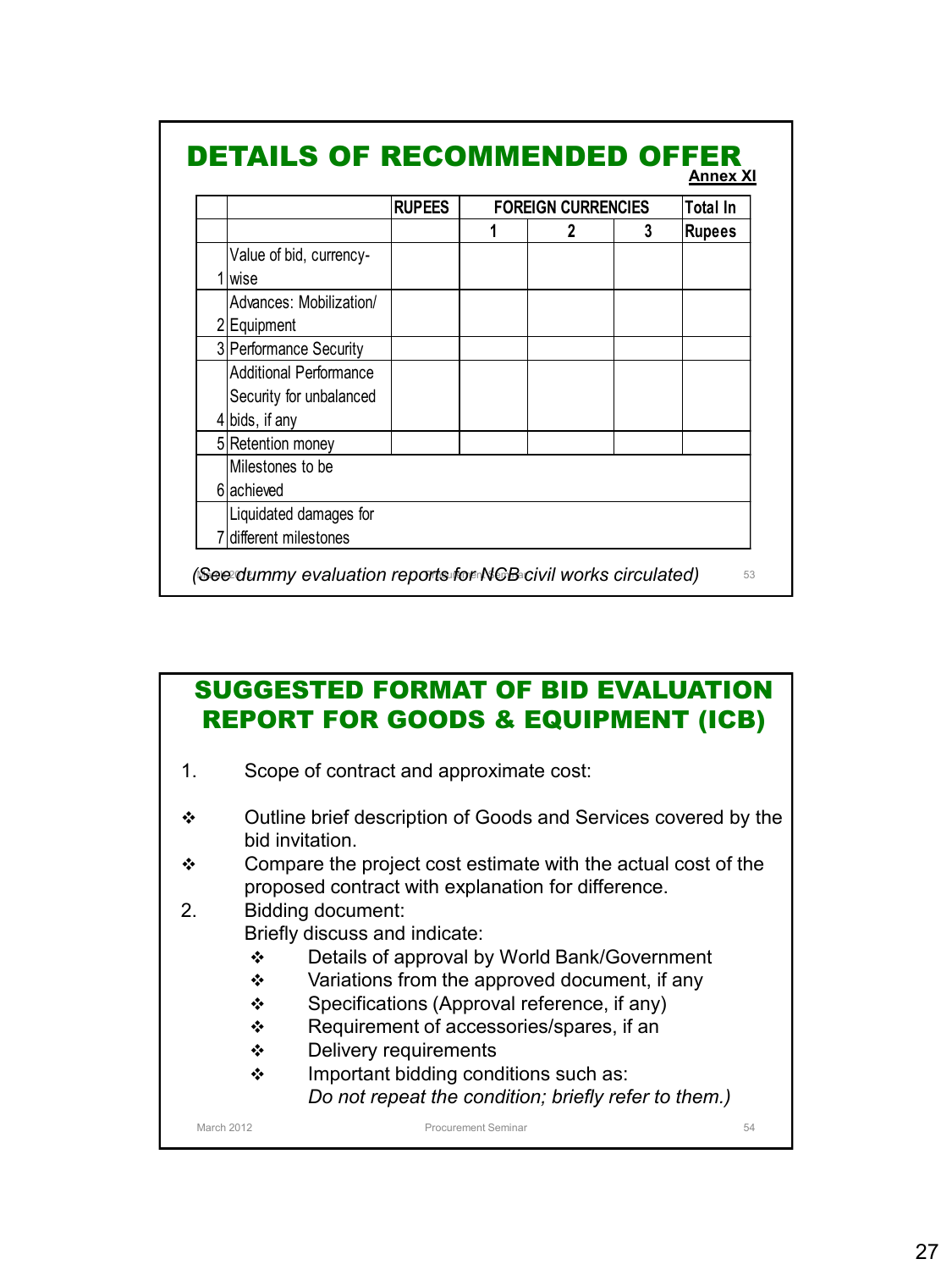## DETAILS OF RECOMMENDED OFFER

**Annex XI**

| | | RUPEES | FOREIGN CURRENCIES | | | Total In |
|---|---|---|---|---|---|---|
| | | | 1 | 2 | 3 | Rupees |
| 1 | Value of bid, currency-wise | | | | | |
| 2 | Advances: Mobilization/ Equipment | | | | | |
| 3 | Performance Security | | | | | |
| 4 | Additional Performance Security for unbalanced bids, if any | | | | | |
| 5 | Retention money | | | | | |
| 6 | Milestones to be achieved | | | | | |
| 7 | Liquidated damages for different milestones | | | | | |

*(See dummy evaluation reports for NCB civil works circulated)*

## SUGGESTED FORMAT OF BID EVALUATION REPORT FOR GOODS & EQUIPMENT (ICB)

1. Scope of contract and approximate cost:

- ❖ Outline brief description of Goods and Services covered by the bid invitation.
- ❖ Compare the project cost estimate with the actual cost of the proposed contract with explanation for difference.

2. Bidding document:

   Briefly discuss and indicate:

   - ❖ Details of approval by World Bank/Government
   - ❖ Variations from the approved document, if any
   - ❖ Specifications (Approval reference, if any)
   - ❖ Requirement of accessories/spares, if an
   - ❖ Delivery requirements
   - ❖ Important bidding conditions such as:

     *Do not repeat the condition; briefly refer to them.)*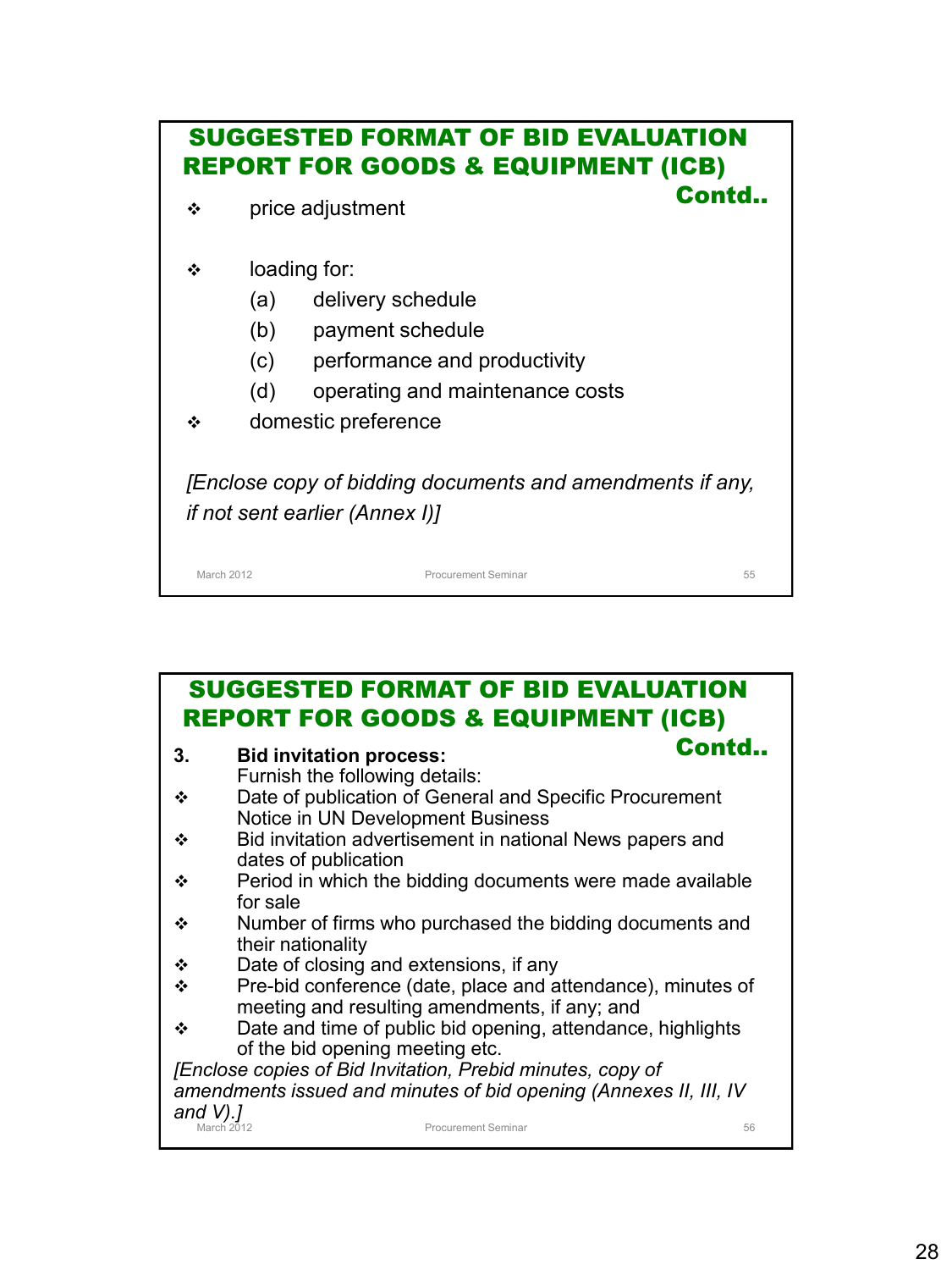## SUGGESTED FORMAT OF BID EVALUATION REPORT FOR GOODS & EQUIPMENT (ICB) Contd..

- price adjustment
- loading for:
  - (a) delivery schedule
  - (b) payment schedule
  - (c) performance and productivity
  - (d) operating and maintenance costs
- domestic preference

*[Enclose copy of bidding documents and amendments if any, if not sent earlier (Annex I)]*

## SUGGESTED FORMAT OF BID EVALUATION REPORT FOR GOODS & EQUIPMENT (ICB) Contd..

**3. Bid invitation process:**

Furnish the following details:

- Date of publication of General and Specific Procurement Notice in UN Development Business
- Bid invitation advertisement in national News papers and dates of publication
- Period in which the bidding documents were made available for sale
- Number of firms who purchased the bidding documents and their nationality
- Date of closing and extensions, if any
- Pre-bid conference (date, place and attendance), minutes of meeting and resulting amendments, if any; and
- Date and time of public bid opening, attendance, highlights of the bid opening meeting etc.

*[Enclose copies of Bid Invitation, Prebid minutes, copy of amendments issued and minutes of bid opening (Annexes II, III, IV and V).]*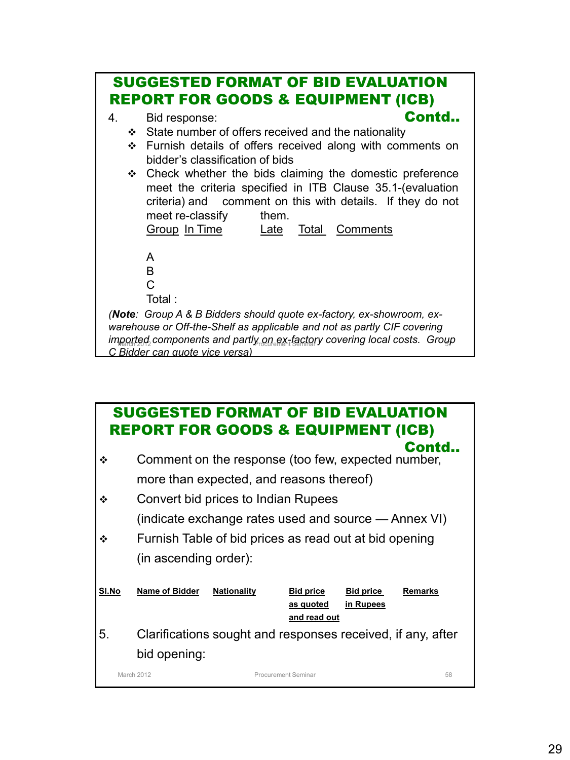## SUGGESTED FORMAT OF BID EVALUATION REPORT FOR GOODS & EQUIPMENT (ICB)

**Contd..**

4. Bid response:
   - State number of offers received and the nationality
   - Furnish details of offers received along with comments on bidder's classification of bids
   - Check whether the bids claiming the domestic preference meet the criteria specified in ITB Clause 35.1-(evaluation criteria) and comment on this with details. If they do not meet re-classify them.

| Group | In Time | Late | Total | Comments |
|---|---|---|---|---|
| A | | | | |
| B | | | | |
| C | | | | |
| Total : | | | | |

*(**Note**: Group A & B Bidders should quote ex-factory, ex-showroom, ex-warehouse or Off-the-Shelf as applicable and not as partly CIF covering imported components and partly on ex-factory covering local costs. Group C Bidder can quote vice versa)*

## SUGGESTED FORMAT OF BID EVALUATION REPORT FOR GOODS & EQUIPMENT (ICB)

**Contd..**

- Comment on the response (too few, expected number, more than expected, and reasons thereof)
- Convert bid prices to Indian Rupees (indicate exchange rates used and source — Annex VI)
- Furnish Table of bid prices as read out at bid opening (in ascending order):

| Sl.No | Name of Bidder | Nationality | Bid price as quoted and read out | Bid price in Rupees | Remarks |
|---|---|---|---|---|---|

5. Clarifications sought and responses received, if any, after bid opening: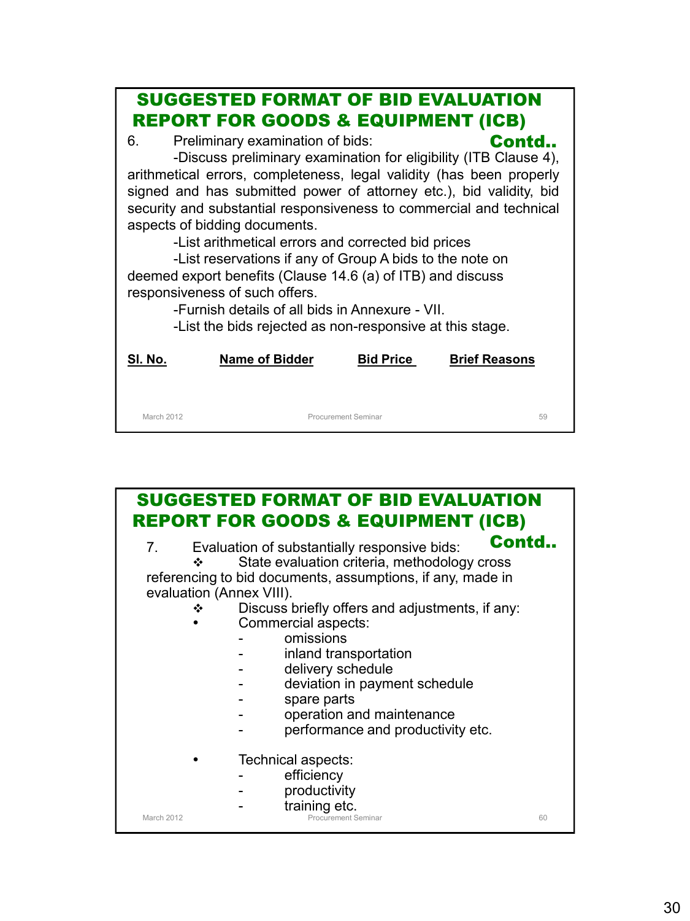## SUGGESTED FORMAT OF BID EVALUATION REPORT FOR GOODS & EQUIPMENT (ICB)

**Contd..**

6. Preliminary examination of bids:

-Discuss preliminary examination for eligibility (ITB Clause 4), arithmetical errors, completeness, legal validity (has been properly signed and has submitted power of attorney etc.), bid validity, bid security and substantial responsiveness to commercial and technical aspects of bidding documents.

-List arithmetical errors and corrected bid prices

-List reservations if any of Group A bids to the note on deemed export benefits (Clause 14.6 (a) of ITB) and discuss responsiveness of such offers.

-Furnish details of all bids in Annexure - VII.

-List the bids rejected as non-responsive at this stage.

| Sl. No. | Name of Bidder | Bid Price | Brief Reasons |
|---|---|---|---|
| | | | |

## SUGGESTED FORMAT OF BID EVALUATION REPORT FOR GOODS & EQUIPMENT (ICB)

**Contd..**

7. Evaluation of substantially responsive bids:

- ❖ State evaluation criteria, methodology cross referencing to bid documents, assumptions, if any, made in evaluation (Annex VIII).
- ❖ Discuss briefly offers and adjustments, if any:
  - Commercial aspects:
    - omissions
    - inland transportation
    - delivery schedule
    - deviation in payment schedule
    - spare parts
    - operation and maintenance
    - performance and productivity etc.
  - Technical aspects:
    - efficiency
    - productivity
    - training etc.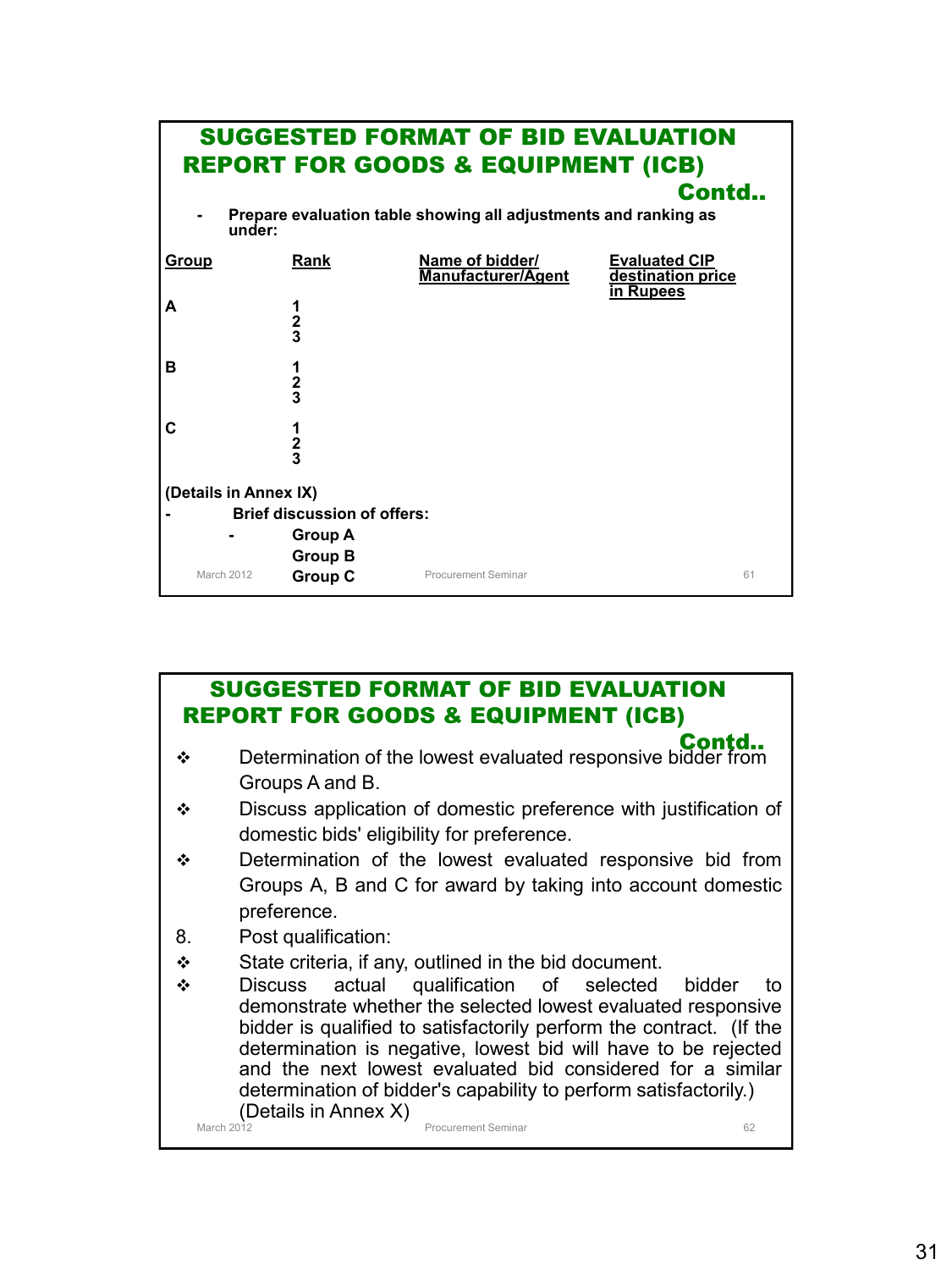## SUGGESTED FORMAT OF BID EVALUATION REPORT FOR GOODS & EQUIPMENT (ICB)

**Contd..**

- **Prepare evaluation table showing all adjustments and ranking as under:**

| Group | Rank | Name of bidder/ Manufacturer/Agent | Evaluated CIP destination price in Rupees |
|---|---|---|---|
| A | 1 | | |
| | 2 | | |
| | 3 | | |
| B | 1 | | |
| | 2 | | |
| | 3 | | |
| C | 1 | | |
| | 2 | | |
| | 3 | | |

**(Details in Annex IX)**

- **Brief discussion of offers:**
  - **Group A**
  
    **Group B**
  
    **Group C**

## SUGGESTED FORMAT OF BID EVALUATION REPORT FOR GOODS & EQUIPMENT (ICB)

**Contd..**

- Determination of the lowest evaluated responsive bidder from Groups A and B.
- Discuss application of domestic preference with justification of domestic bids' eligibility for preference.
- Determination of the lowest evaluated responsive bid from Groups A, B and C for award by taking into account domestic preference.

8. Post qualification:

- State criteria, if any, outlined in the bid document.
- Discuss actual qualification of selected bidder to demonstrate whether the selected lowest evaluated responsive bidder is qualified to satisfactorily perform the contract. (If the determination is negative, lowest bid will have to be rejected and the next lowest evaluated bid considered for a similar determination of bidder's capability to perform satisfactorily.) (Details in Annex X)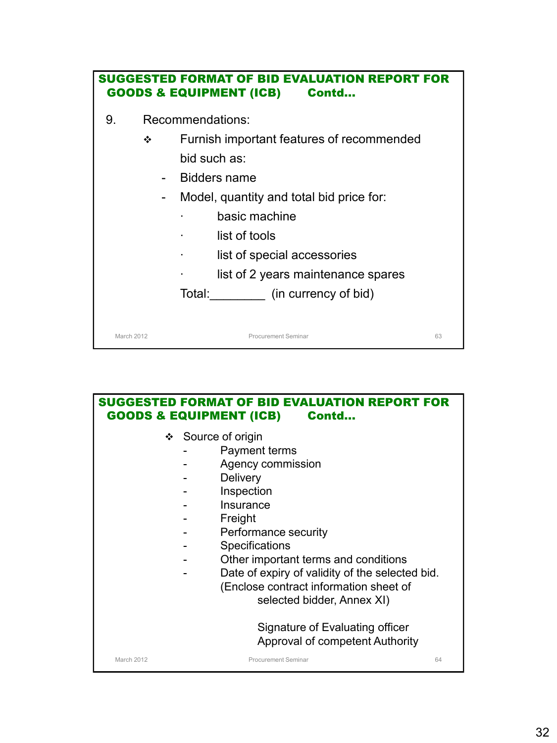## SUGGESTED FORMAT OF BID EVALUATION REPORT FOR GOODS & EQUIPMENT (ICB) Contd…

9. Recommendations:

- ❖ Furnish important features of recommended bid such as:
  - Bidders name
  - Model, quantity and total bid price for:
    - basic machine
    - list of tools
    - list of special accessories
    - list of 2 years maintenance spares

  Total:________ (in currency of bid)

## SUGGESTED FORMAT OF BID EVALUATION REPORT FOR GOODS & EQUIPMENT (ICB) Contd…

- ❖ Source of origin
  - Payment terms
  - Agency commission
  - Delivery
  - Inspection
  - Insurance
  - Freight
  - Performance security
  - Specifications
  - Other important terms and conditions
  - Date of expiry of validity of the selected bid. (Enclose contract information sheet of selected bidder, Annex XI)

Signature of Evaluating officer
Approval of competent Authority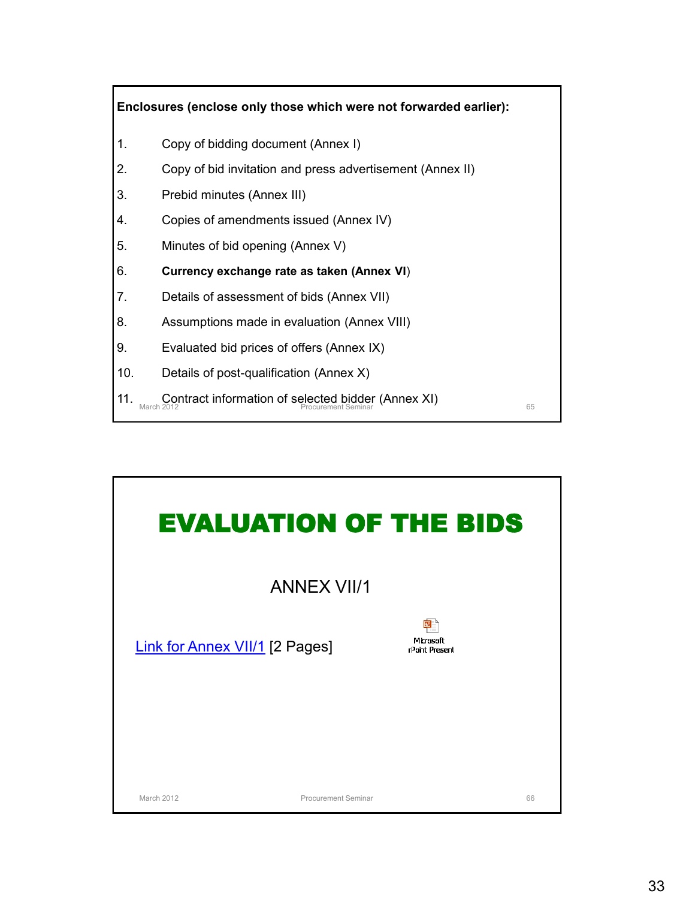**Enclosures (enclose only those which were not forwarded earlier):**

1. Copy of bidding document (Annex I)
2. Copy of bid invitation and press advertisement (Annex II)
3. Prebid minutes (Annex III)
4. Copies of amendments issued (Annex IV)
5. Minutes of bid opening (Annex V)
6. **Currency exchange rate as taken (Annex VI)**
7. Details of assessment of bids (Annex VII)
8. Assumptions made in evaluation (Annex VIII)
9. Evaluated bid prices of offers (Annex IX)
10. Details of post-qualification (Annex X)
11. Contract information of selected bidder (Annex XI)

# EVALUATION OF THE BIDS

ANNEX VII/1

Link for Annex VII/1 [2 Pages]

Microsoft PowerPoint Present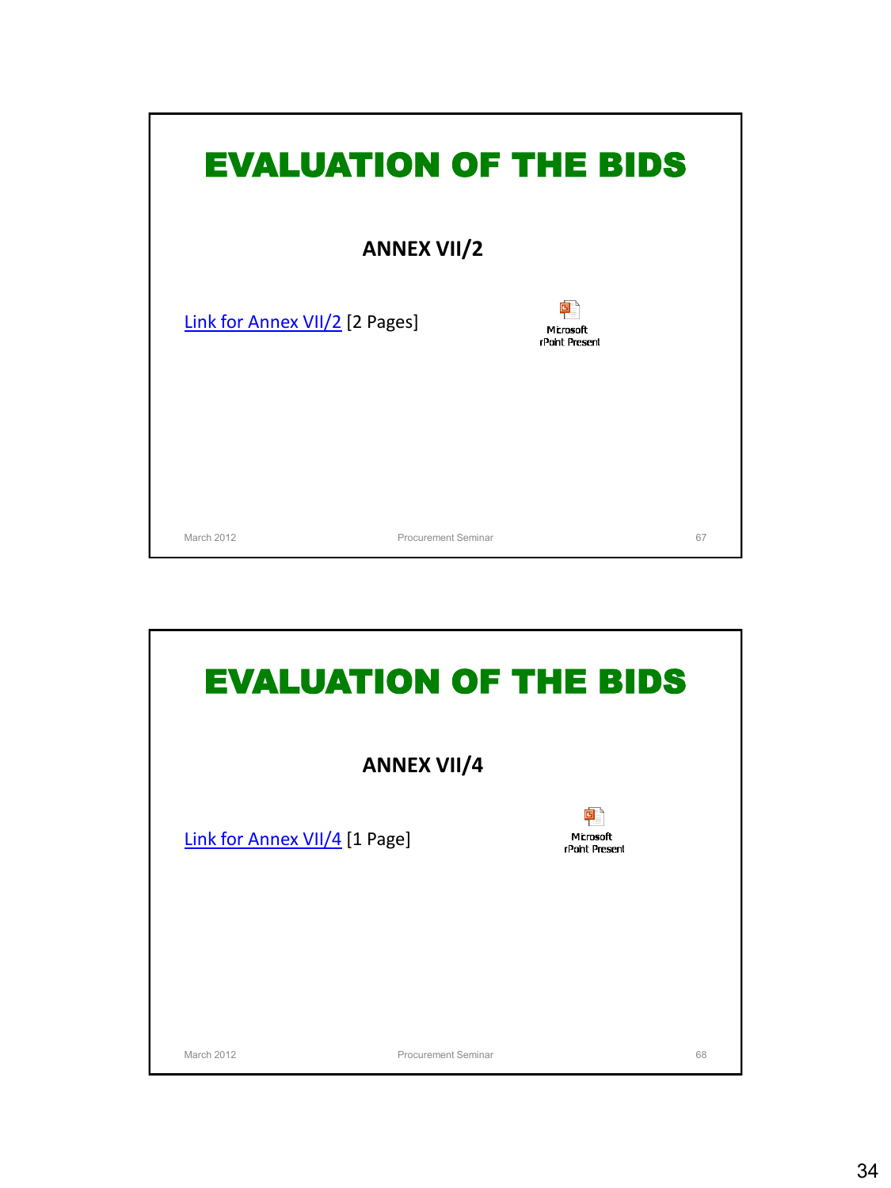# EVALUATION OF THE BIDS

**ANNEX VII/2**

Link for Annex VII/2 [2 Pages]

Microsoft
rPoint Present

# EVALUATION OF THE BIDS

**ANNEX VII/4**

Link for Annex VII/4 [1 Page]

Microsoft
rPoint Present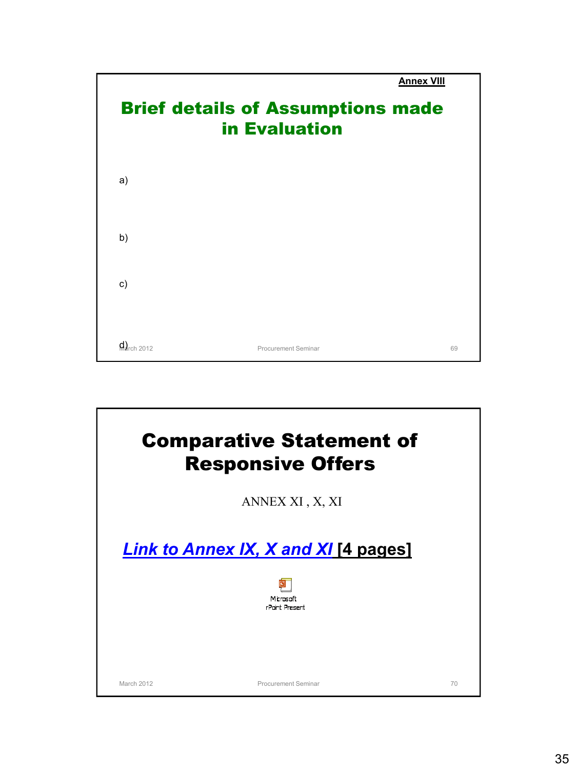**Annex VIII**

## Brief details of Assumptions made in Evaluation

a)

b)

c)

d)

## Comparative Statement of Responsive Offers

ANNEX XI , X, XI

***Link to Annex IX, X and XI*** **[4 pages]**

Microsoft
rPoint Present